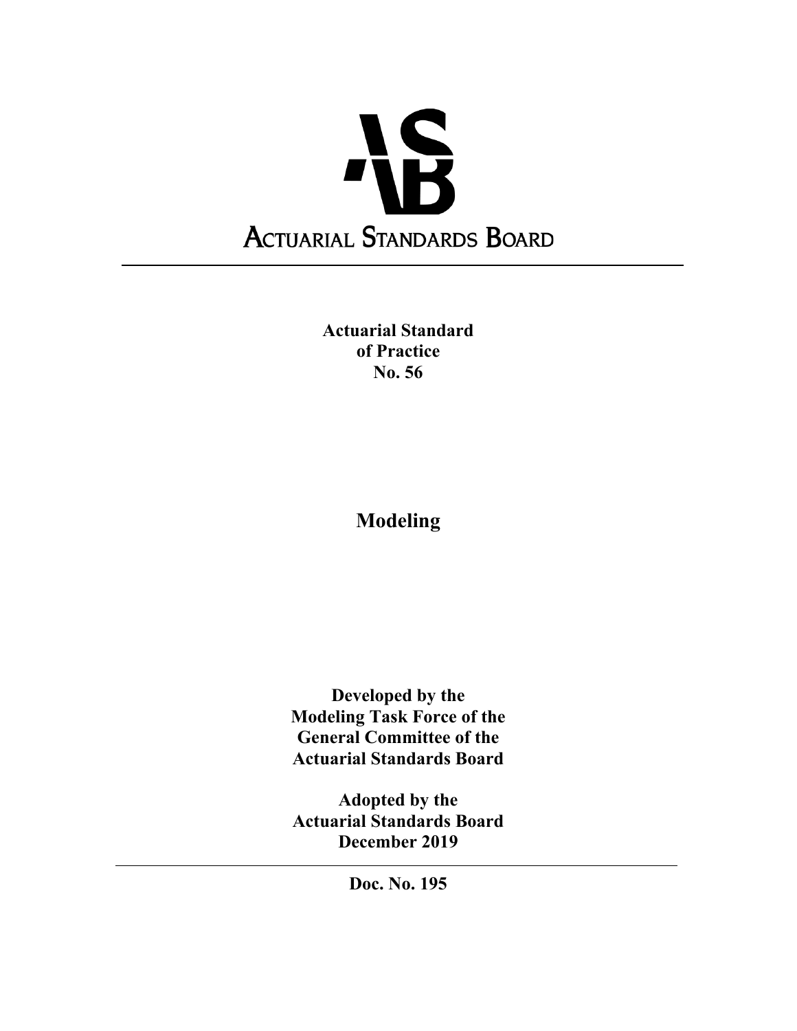# ACTUARIAL STANDARDS BOARD

**Actuarial Standard of Practice No. 56**

# Modeling

**Developed by the Modeling Task Force of the General Committee of the Actuarial Standards Board**

**Adopted by the Actuarial Standards Board December 2019**

**Doc. No. 195**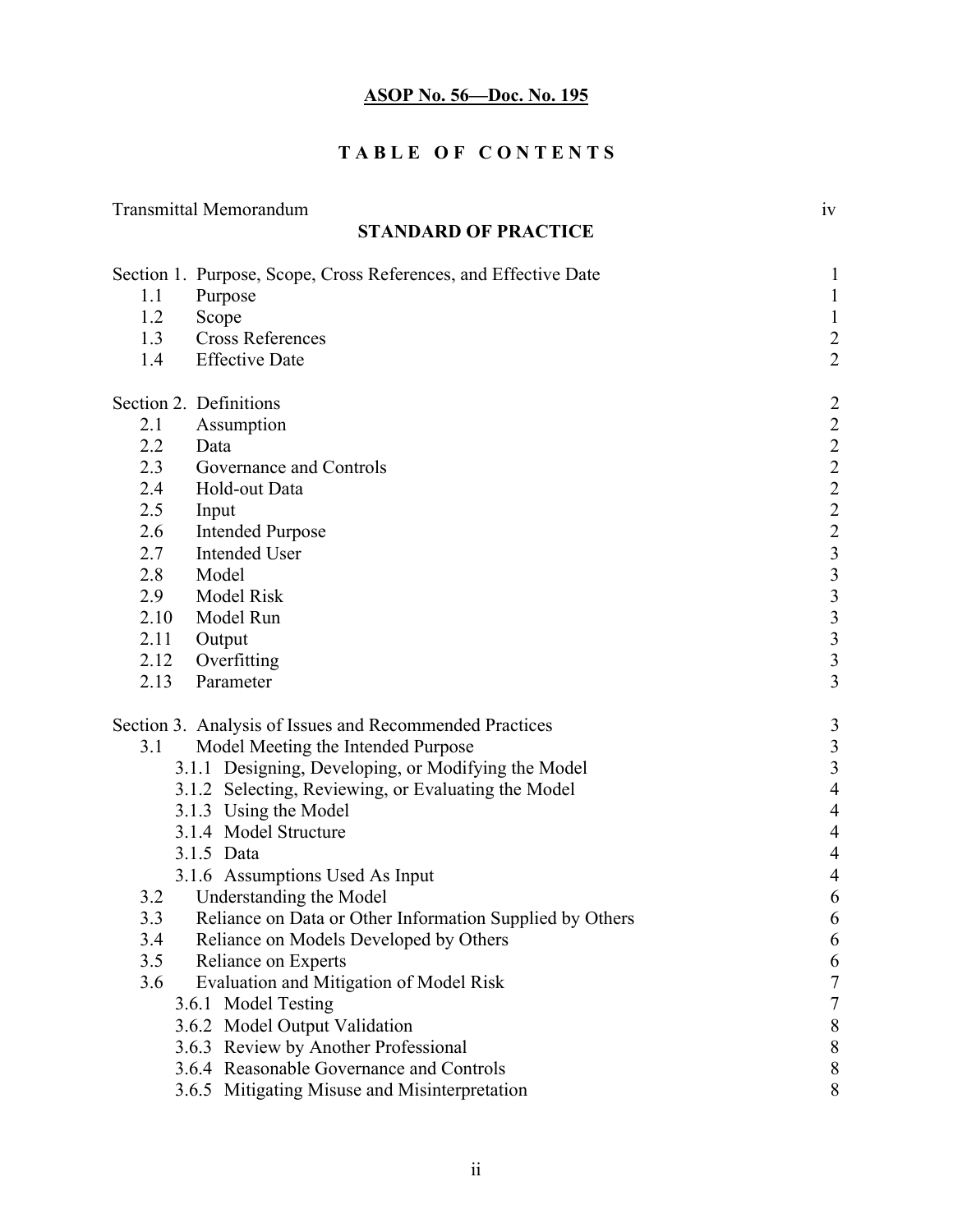**ASOP No. 56—Doc. No. 195**

# TABLE OF CONTENTS

| | | |
|---|---|---|
| Transmittal Memorandum | | iv |
| | **STANDARD OF PRACTICE** | |
| Section 1. | Purpose, Scope, Cross References, and Effective Date | 1 |
| 1.1 | Purpose | 1 |
| 1.2 | Scope | 1 |
| 1.3 | Cross References | 2 |
| 1.4 | Effective Date | 2 |
| Section 2. | Definitions | 2 |
| 2.1 | Assumption | 2 |
| 2.2 | Data | 2 |
| 2.3 | Governance and Controls | 2 |
| 2.4 | Hold-out Data | 2 |
| 2.5 | Input | 2 |
| 2.6 | Intended Purpose | 2 |
| 2.7 | Intended User | 3 |
| 2.8 | Model | 3 |
| 2.9 | Model Risk | 3 |
| 2.10 | Model Run | 3 |
| 2.11 | Output | 3 |
| 2.12 | Overfitting | 3 |
| 2.13 | Parameter | 3 |
| Section 3. | Analysis of Issues and Recommended Practices | 3 |
| 3.1 | Model Meeting the Intended Purpose | 3 |
| | 3.1.1 Designing, Developing, or Modifying the Model | 3 |
| | 3.1.2 Selecting, Reviewing, or Evaluating the Model | 4 |
| | 3.1.3 Using the Model | 4 |
| | 3.1.4 Model Structure | 4 |
| | 3.1.5 Data | 4 |
| | 3.1.6 Assumptions Used As Input | 4 |
| 3.2 | Understanding the Model | 6 |
| 3.3 | Reliance on Data or Other Information Supplied by Others | 6 |
| 3.4 | Reliance on Models Developed by Others | 6 |
| 3.5 | Reliance on Experts | 6 |
| 3.6 | Evaluation and Mitigation of Model Risk | 7 |
| | 3.6.1 Model Testing | 7 |
| | 3.6.2 Model Output Validation | 8 |
| | 3.6.3 Review by Another Professional | 8 |
| | 3.6.4 Reasonable Governance and Controls | 8 |
| | 3.6.5 Mitigating Misuse and Misinterpretation | 8 |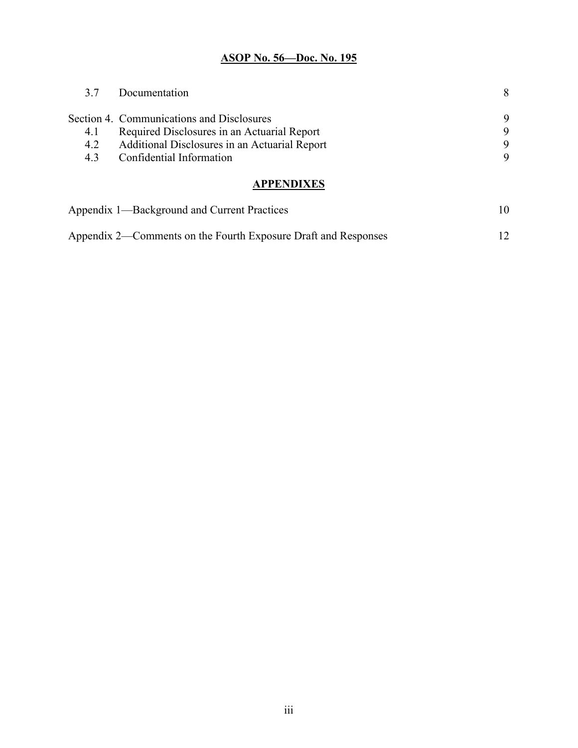**ASOP No. 56—Doc. No. 195**

| | | |
|---|---|---|
| 3.7 | Documentation | 8 |
| Section 4. | Communications and Disclosures | 9 |
| 4.1 | Required Disclosures in an Actuarial Report | 9 |
| 4.2 | Additional Disclosures in an Actuarial Report | 9 |
| 4.3 | Confidential Information | 9 |

## APPENDIXES

| | |
|---|---|
| Appendix 1—Background and Current Practices | 10 |
| Appendix 2—Comments on the Fourth Exposure Draft and Responses | 12 |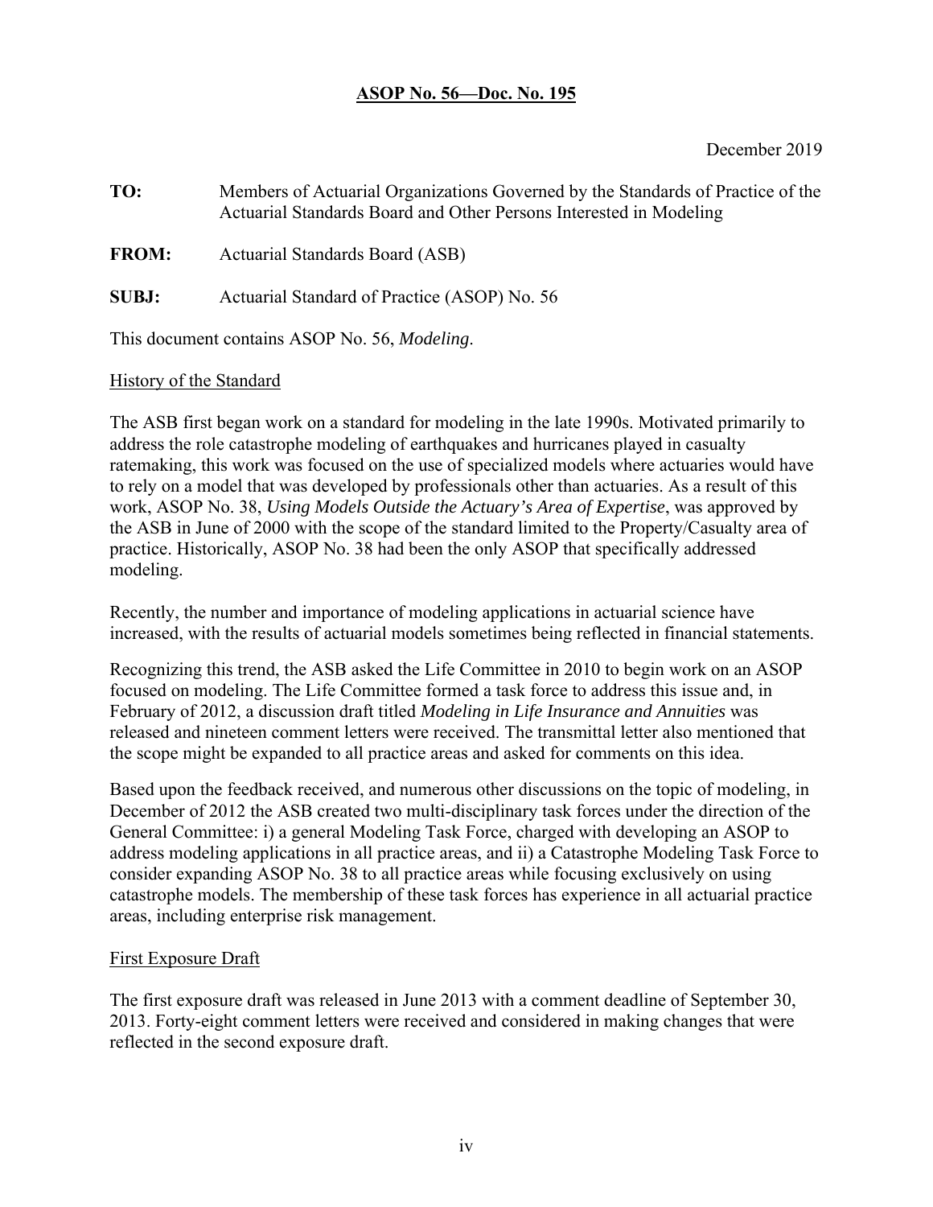**ASOP No. 56—Doc. No. 195**

December 2019

**TO:** Members of Actuarial Organizations Governed by the Standards of Practice of the Actuarial Standards Board and Other Persons Interested in Modeling

**FROM:** Actuarial Standards Board (ASB)

**SUBJ:** Actuarial Standard of Practice (ASOP) No. 56

This document contains ASOP No. 56, *Modeling*.

## History of the Standard

The ASB first began work on a standard for modeling in the late 1990s. Motivated primarily to address the role catastrophe modeling of earthquakes and hurricanes played in casualty ratemaking, this work was focused on the use of specialized models where actuaries would have to rely on a model that was developed by professionals other than actuaries. As a result of this work, ASOP No. 38, *Using Models Outside the Actuary's Area of Expertise*, was approved by the ASB in June of 2000 with the scope of the standard limited to the Property/Casualty area of practice. Historically, ASOP No. 38 had been the only ASOP that specifically addressed modeling.

Recently, the number and importance of modeling applications in actuarial science have increased, with the results of actuarial models sometimes being reflected in financial statements.

Recognizing this trend, the ASB asked the Life Committee in 2010 to begin work on an ASOP focused on modeling. The Life Committee formed a task force to address this issue and, in February of 2012, a discussion draft titled *Modeling in Life Insurance and Annuities* was released and nineteen comment letters were received. The transmittal letter also mentioned that the scope might be expanded to all practice areas and asked for comments on this idea.

Based upon the feedback received, and numerous other discussions on the topic of modeling, in December of 2012 the ASB created two multi-disciplinary task forces under the direction of the General Committee: i) a general Modeling Task Force, charged with developing an ASOP to address modeling applications in all practice areas, and ii) a Catastrophe Modeling Task Force to consider expanding ASOP No. 38 to all practice areas while focusing exclusively on using catastrophe models. The membership of these task forces has experience in all actuarial practice areas, including enterprise risk management.

## First Exposure Draft

The first exposure draft was released in June 2013 with a comment deadline of September 30, 2013. Forty-eight comment letters were received and considered in making changes that were reflected in the second exposure draft.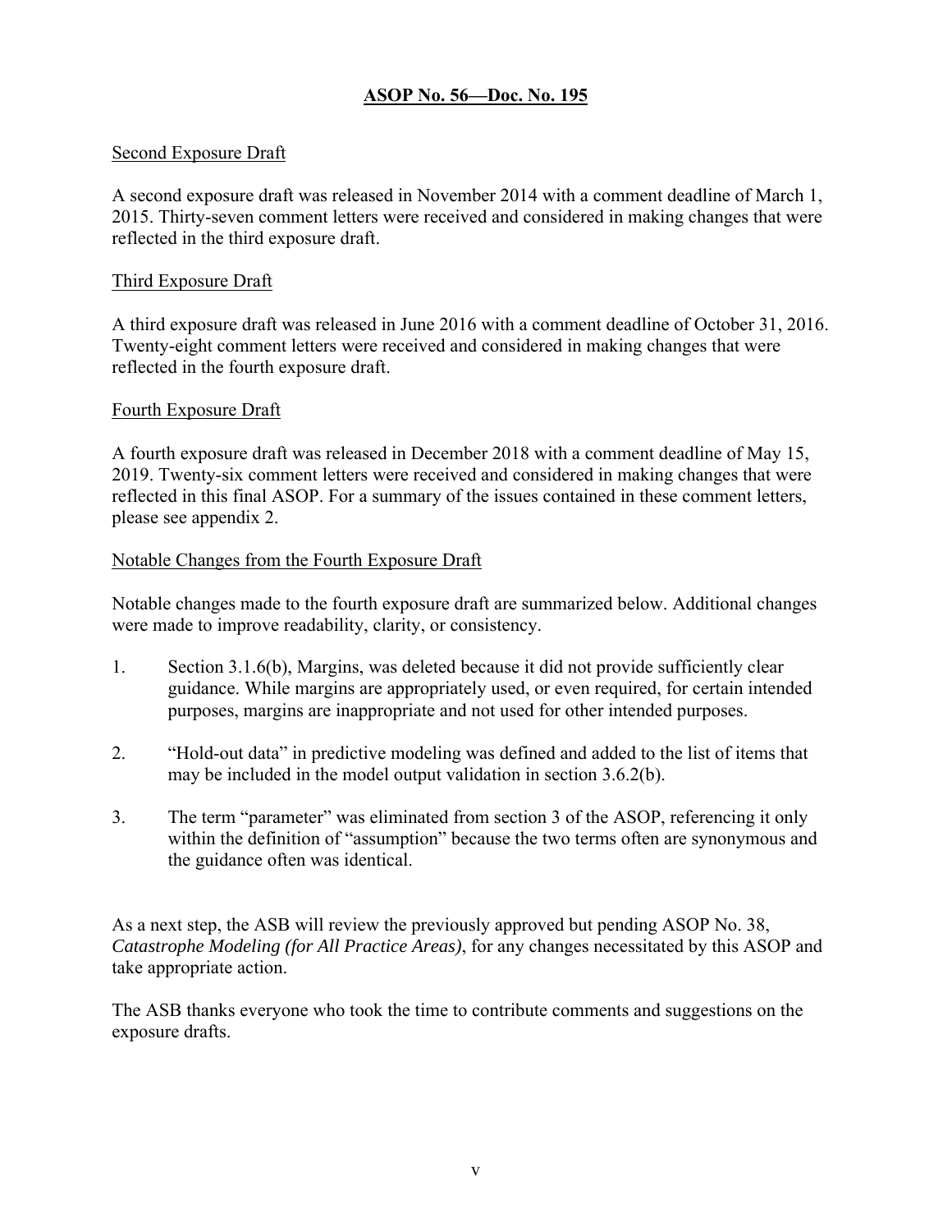**ASOP No. 56—Doc. No. 195**

Second Exposure Draft

A second exposure draft was released in November 2014 with a comment deadline of March 1, 2015. Thirty-seven comment letters were received and considered in making changes that were reflected in the third exposure draft.

Third Exposure Draft

A third exposure draft was released in June 2016 with a comment deadline of October 31, 2016. Twenty-eight comment letters were received and considered in making changes that were reflected in the fourth exposure draft.

Fourth Exposure Draft

A fourth exposure draft was released in December 2018 with a comment deadline of May 15, 2019. Twenty-six comment letters were received and considered in making changes that were reflected in this final ASOP. For a summary of the issues contained in these comment letters, please see appendix 2.

Notable Changes from the Fourth Exposure Draft

Notable changes made to the fourth exposure draft are summarized below. Additional changes were made to improve readability, clarity, or consistency.

1. Section 3.1.6(b), Margins, was deleted because it did not provide sufficiently clear guidance. While margins are appropriately used, or even required, for certain intended purposes, margins are inappropriate and not used for other intended purposes.

2. "Hold-out data" in predictive modeling was defined and added to the list of items that may be included in the model output validation in section 3.6.2(b).

3. The term "parameter" was eliminated from section 3 of the ASOP, referencing it only within the definition of "assumption" because the two terms often are synonymous and the guidance often was identical.

As a next step, the ASB will review the previously approved but pending ASOP No. 38, *Catastrophe Modeling (for All Practice Areas)*, for any changes necessitated by this ASOP and take appropriate action.

The ASB thanks everyone who took the time to contribute comments and suggestions on the exposure drafts.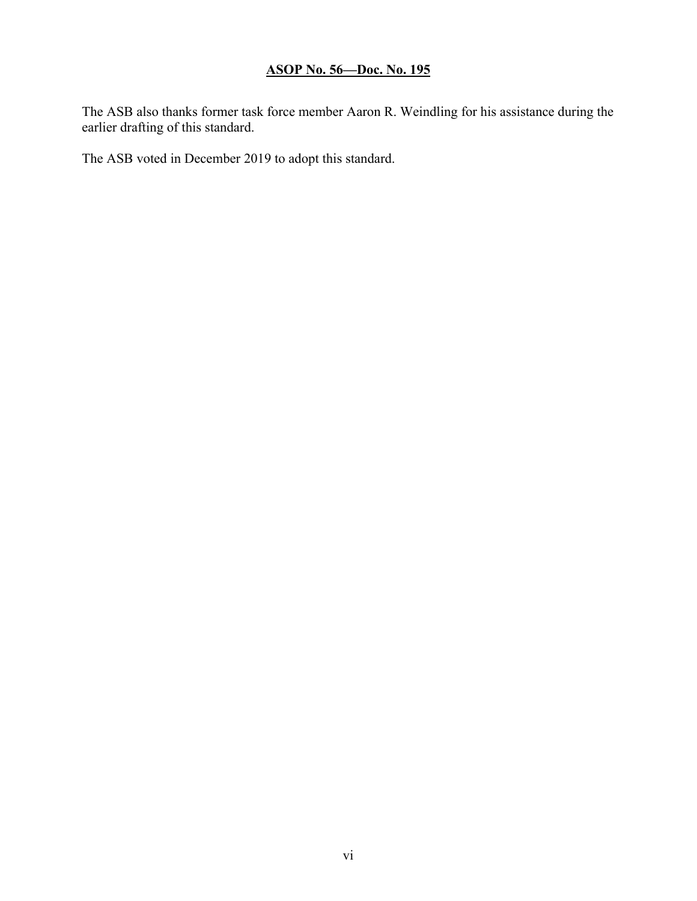The ASB also thanks former task force member Aaron R. Weindling for his assistance during the earlier drafting of this standard.

The ASB voted in December 2019 to adopt this standard.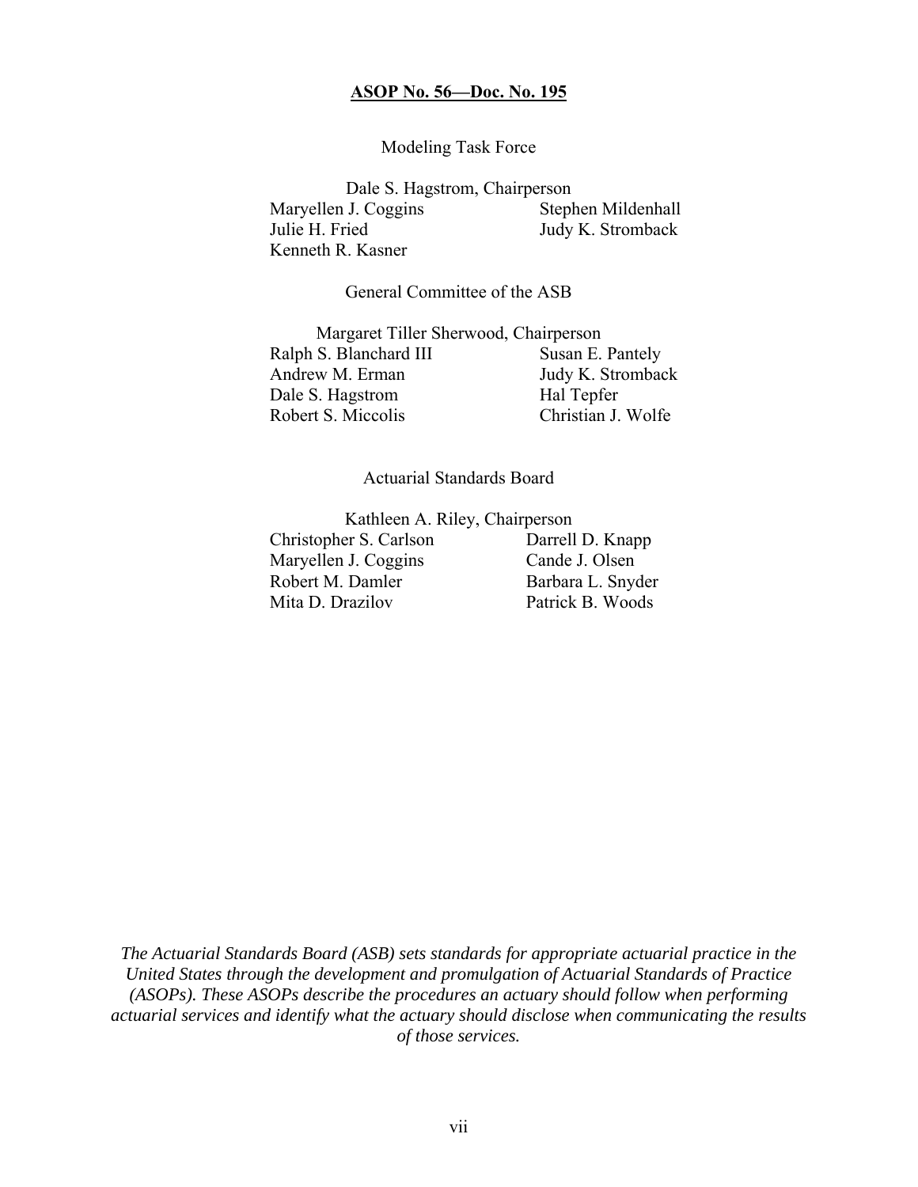**ASOP No. 56—Doc. No. 195**

Modeling Task Force

Dale S. Hagstrom, Chairperson

Maryellen J. Coggins

Stephen Mildenhall

Julie H. Fried

Judy K. Stromback

Kenneth R. Kasner

General Committee of the ASB

Margaret Tiller Sherwood, Chairperson

Ralph S. Blanchard III

Susan E. Pantely

Andrew M. Erman

Judy K. Stromback

Dale S. Hagstrom

Hal Tepfer

Robert S. Miccolis

Christian J. Wolfe

Actuarial Standards Board

Kathleen A. Riley, Chairperson

Christopher S. Carlson

Darrell D. Knapp

Maryellen J. Coggins

Cande J. Olsen

Robert M. Damler

Barbara L. Snyder

Mita D. Drazilov

Patrick B. Woods

*The Actuarial Standards Board (ASB) sets standards for appropriate actuarial practice in the United States through the development and promulgation of Actuarial Standards of Practice (ASOPs). These ASOPs describe the procedures an actuary should follow when performing actuarial services and identify what the actuary should disclose when communicating the results of those services.*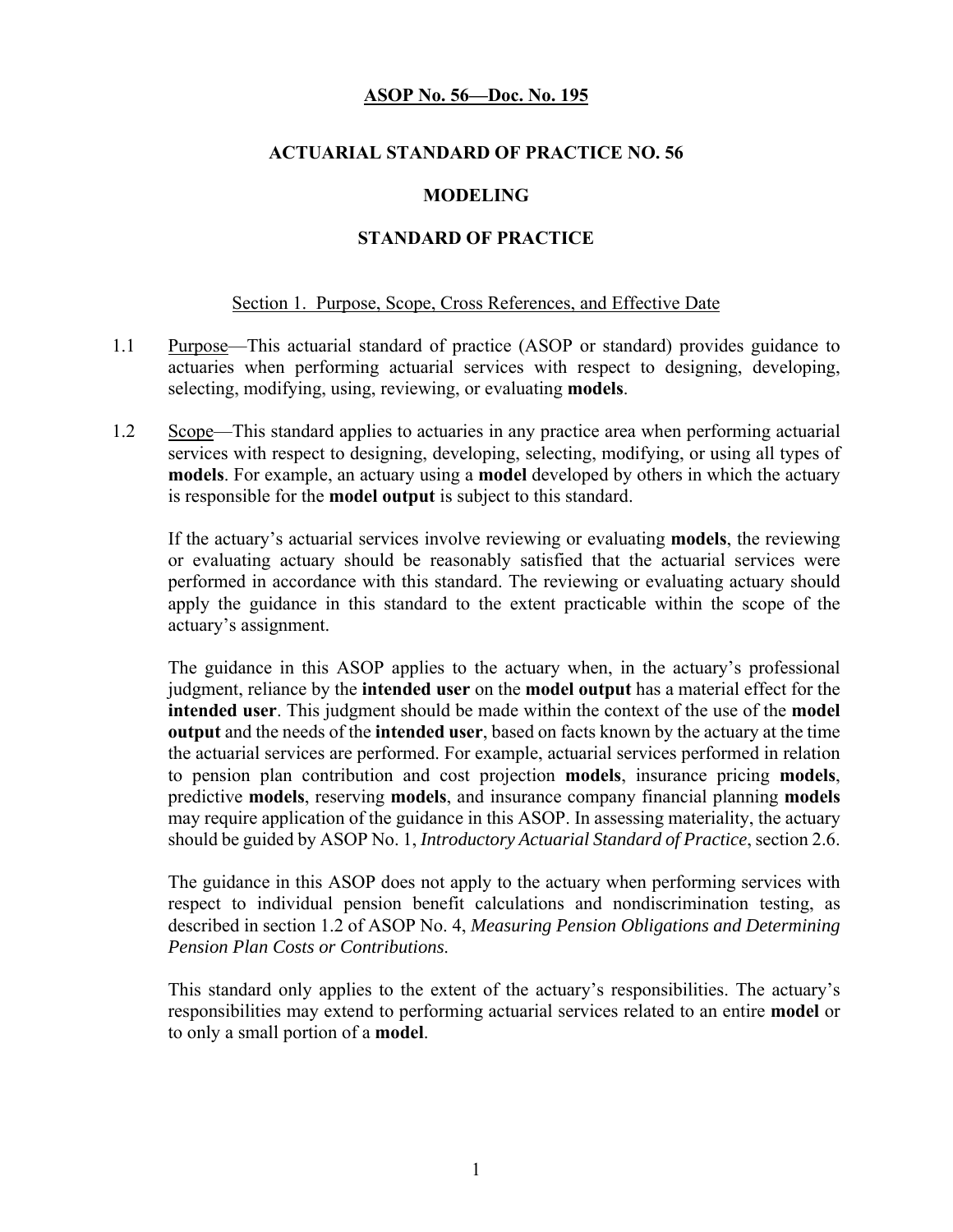**ASOP No. 56—Doc. No. 195**

# ACTUARIAL STANDARD OF PRACTICE NO. 56

# MODELING

# STANDARD OF PRACTICE

## Section 1. Purpose, Scope, Cross References, and Effective Date

1.1 Purpose—This actuarial standard of practice (ASOP or standard) provides guidance to actuaries when performing actuarial services with respect to designing, developing, selecting, modifying, using, reviewing, or evaluating **models**.

1.2 Scope—This standard applies to actuaries in any practice area when performing actuarial services with respect to designing, developing, selecting, modifying, or using all types of **models**. For example, an actuary using a **model** developed by others in which the actuary is responsible for the **model output** is subject to this standard.

If the actuary's actuarial services involve reviewing or evaluating **models**, the reviewing or evaluating actuary should be reasonably satisfied that the actuarial services were performed in accordance with this standard. The reviewing or evaluating actuary should apply the guidance in this standard to the extent practicable within the scope of the actuary's assignment.

The guidance in this ASOP applies to the actuary when, in the actuary's professional judgment, reliance by the **intended user** on the **model output** has a material effect for the **intended user**. This judgment should be made within the context of the use of the **model output** and the needs of the **intended user**, based on facts known by the actuary at the time the actuarial services are performed. For example, actuarial services performed in relation to pension plan contribution and cost projection **models**, insurance pricing **models**, predictive **models**, reserving **models**, and insurance company financial planning **models** may require application of the guidance in this ASOP. In assessing materiality, the actuary should be guided by ASOP No. 1, *Introductory Actuarial Standard of Practice*, section 2.6.

The guidance in this ASOP does not apply to the actuary when performing services with respect to individual pension benefit calculations and nondiscrimination testing, as described in section 1.2 of ASOP No. 4, *Measuring Pension Obligations and Determining Pension Plan Costs or Contributions*.

This standard only applies to the extent of the actuary's responsibilities. The actuary's responsibilities may extend to performing actuarial services related to an entire **model** or to only a small portion of a **model**.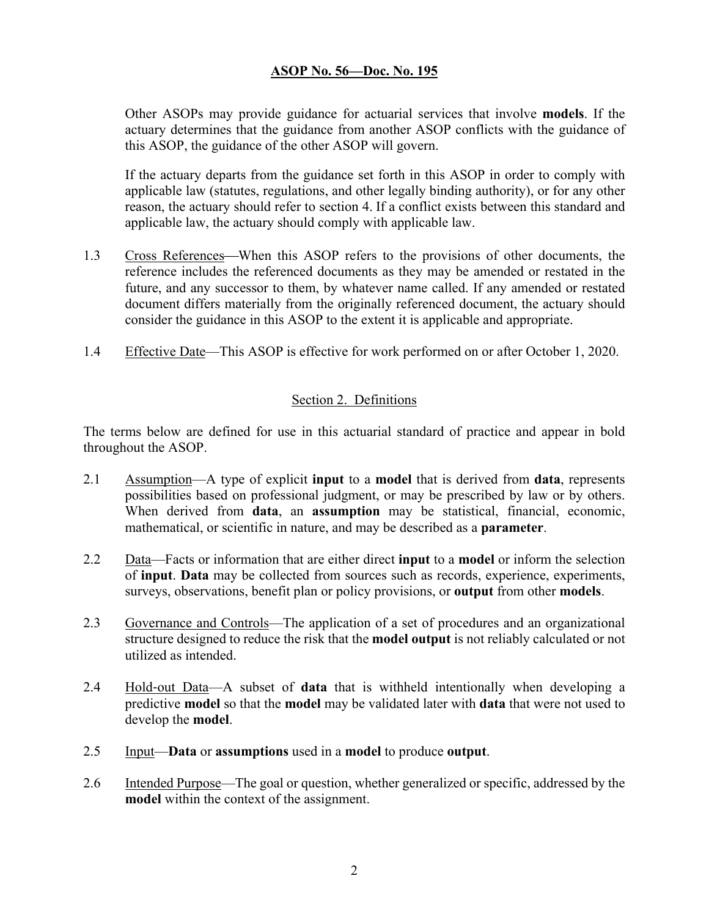Other ASOPs may provide guidance for actuarial services that involve **models**. If the actuary determines that the guidance from another ASOP conflicts with the guidance of this ASOP, the guidance of the other ASOP will govern.

If the actuary departs from the guidance set forth in this ASOP in order to comply with applicable law (statutes, regulations, and other legally binding authority), or for any other reason, the actuary should refer to section 4. If a conflict exists between this standard and applicable law, the actuary should comply with applicable law.

1.3 Cross References—When this ASOP refers to the provisions of other documents, the reference includes the referenced documents as they may be amended or restated in the future, and any successor to them, by whatever name called. If any amended or restated document differs materially from the originally referenced document, the actuary should consider the guidance in this ASOP to the extent it is applicable and appropriate.

1.4 Effective Date—This ASOP is effective for work performed on or after October 1, 2020.

## Section 2. Definitions

The terms below are defined for use in this actuarial standard of practice and appear in bold throughout the ASOP.

2.1 Assumption—A type of explicit **input** to a **model** that is derived from **data**, represents possibilities based on professional judgment, or may be prescribed by law or by others. When derived from **data**, an **assumption** may be statistical, financial, economic, mathematical, or scientific in nature, and may be described as a **parameter**.

2.2 Data—Facts or information that are either direct **input** to a **model** or inform the selection of **input**. **Data** may be collected from sources such as records, experience, experiments, surveys, observations, benefit plan or policy provisions, or **output** from other **models**.

2.3 Governance and Controls—The application of a set of procedures and an organizational structure designed to reduce the risk that the **model output** is not reliably calculated or not utilized as intended.

2.4 Hold-out Data—A subset of **data** that is withheld intentionally when developing a predictive **model** so that the **model** may be validated later with **data** that were not used to develop the **model**.

2.5 Input—**Data** or **assumptions** used in a **model** to produce **output**.

2.6 Intended Purpose—The goal or question, whether generalized or specific, addressed by the **model** within the context of the assignment.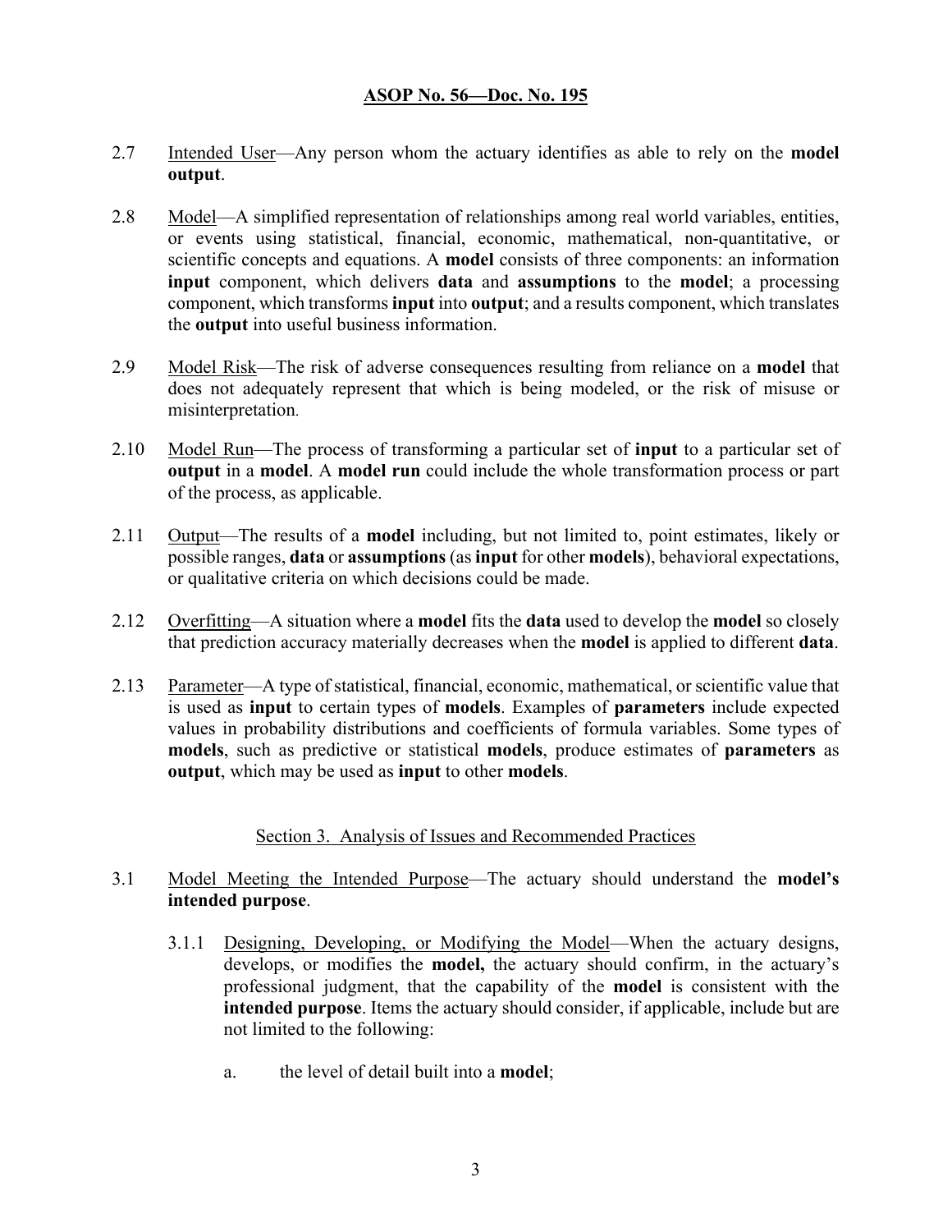2.7 Intended User—Any person whom the actuary identifies as able to rely on the **model output**.

2.8 Model—A simplified representation of relationships among real world variables, entities, or events using statistical, financial, economic, mathematical, non-quantitative, or scientific concepts and equations. A **model** consists of three components: an information **input** component, which delivers **data** and **assumptions** to the **model**; a processing component, which transforms **input** into **output**; and a results component, which translates the **output** into useful business information.

2.9 Model Risk—The risk of adverse consequences resulting from reliance on a **model** that does not adequately represent that which is being modeled, or the risk of misuse or misinterpretation.

2.10 Model Run—The process of transforming a particular set of **input** to a particular set of **output** in a **model**. A **model run** could include the whole transformation process or part of the process, as applicable.

2.11 Output—The results of a **model** including, but not limited to, point estimates, likely or possible ranges, **data** or **assumptions** (as **input** for other **models**), behavioral expectations, or qualitative criteria on which decisions could be made.

2.12 Overfitting—A situation where a **model** fits the **data** used to develop the **model** so closely that prediction accuracy materially decreases when the **model** is applied to different **data**.

2.13 Parameter—A type of statistical, financial, economic, mathematical, or scientific value that is used as **input** to certain types of **models**. Examples of **parameters** include expected values in probability distributions and coefficients of formula variables. Some types of **models**, such as predictive or statistical **models**, produce estimates of **parameters** as **output**, which may be used as **input** to other **models**.

## Section 3. Analysis of Issues and Recommended Practices

3.1 Model Meeting the Intended Purpose—The actuary should understand the **model's intended purpose**.

3.1.1 Designing, Developing, or Modifying the Model—When the actuary designs, develops, or modifies the **model,** the actuary should confirm, in the actuary's professional judgment, that the capability of the **model** is consistent with the **intended purpose**. Items the actuary should consider, if applicable, include but are not limited to the following:

a. the level of detail built into a **model**;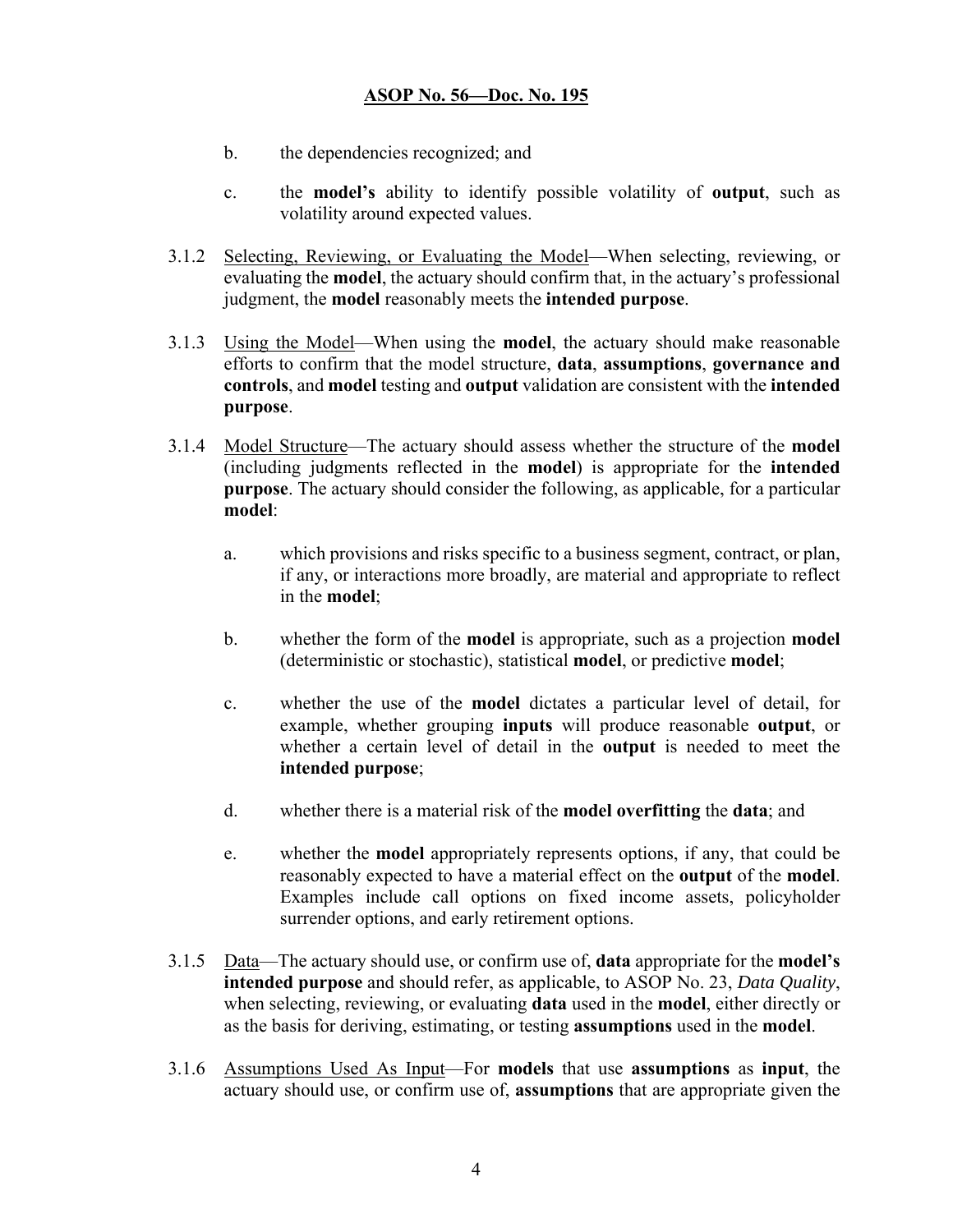b. the dependencies recognized; and

c. the **model's** ability to identify possible volatility of **output**, such as volatility around expected values.

3.1.2 Selecting, Reviewing, or Evaluating the Model—When selecting, reviewing, or evaluating the **model**, the actuary should confirm that, in the actuary's professional judgment, the **model** reasonably meets the **intended purpose**.

3.1.3 Using the Model—When using the **model**, the actuary should make reasonable efforts to confirm that the model structure, **data**, **assumptions**, **governance and controls**, and **model** testing and **output** validation are consistent with the **intended purpose**.

3.1.4 Model Structure—The actuary should assess whether the structure of the **model** (including judgments reflected in the **model**) is appropriate for the **intended purpose**. The actuary should consider the following, as applicable, for a particular **model**:

a. which provisions and risks specific to a business segment, contract, or plan, if any, or interactions more broadly, are material and appropriate to reflect in the **model**;

b. whether the form of the **model** is appropriate, such as a projection **model** (deterministic or stochastic), statistical **model**, or predictive **model**;

c. whether the use of the **model** dictates a particular level of detail, for example, whether grouping **inputs** will produce reasonable **output**, or whether a certain level of detail in the **output** is needed to meet the **intended purpose**;

d. whether there is a material risk of the **model overfitting** the **data**; and

e. whether the **model** appropriately represents options, if any, that could be reasonably expected to have a material effect on the **output** of the **model**. Examples include call options on fixed income assets, policyholder surrender options, and early retirement options.

3.1.5 Data—The actuary should use, or confirm use of, **data** appropriate for the **model's intended purpose** and should refer, as applicable, to ASOP No. 23, *Data Quality*, when selecting, reviewing, or evaluating **data** used in the **model**, either directly or as the basis for deriving, estimating, or testing **assumptions** used in the **model**.

3.1.6 Assumptions Used As Input—For **models** that use **assumptions** as **input**, the actuary should use, or confirm use of, **assumptions** that are appropriate given the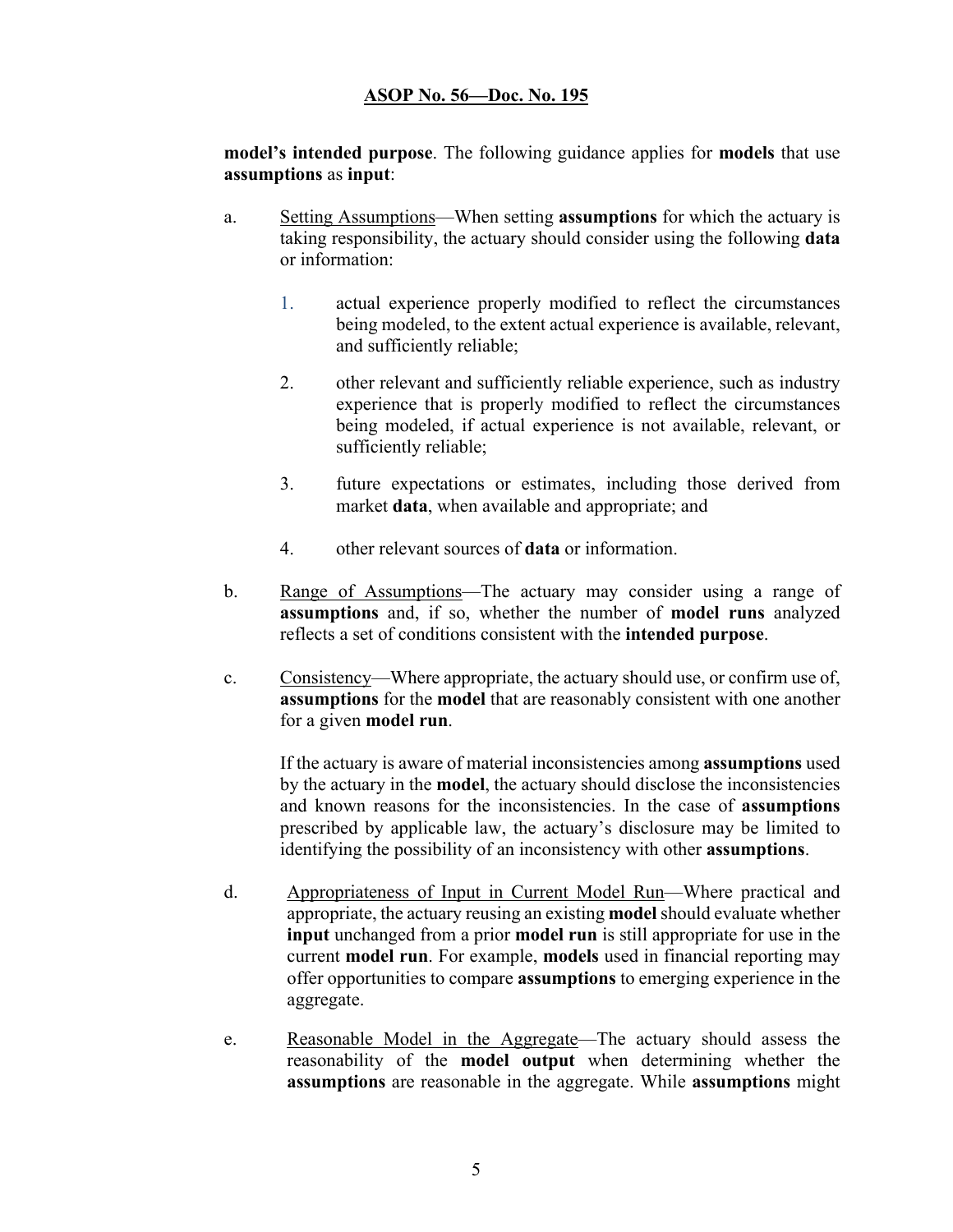**model's intended purpose**. The following guidance applies for **models** that use **assumptions** as **input**:

a. Setting Assumptions—When setting **assumptions** for which the actuary is taking responsibility, the actuary should consider using the following **data** or information:

   1. actual experience properly modified to reflect the circumstances being modeled, to the extent actual experience is available, relevant, and sufficiently reliable;

   2. other relevant and sufficiently reliable experience, such as industry experience that is properly modified to reflect the circumstances being modeled, if actual experience is not available, relevant, or sufficiently reliable;

   3. future expectations or estimates, including those derived from market **data**, when available and appropriate; and

   4. other relevant sources of **data** or information.

b. Range of Assumptions—The actuary may consider using a range of **assumptions** and, if so, whether the number of **model runs** analyzed reflects a set of conditions consistent with the **intended purpose**.

c. Consistency—Where appropriate, the actuary should use, or confirm use of, **assumptions** for the **model** that are reasonably consistent with one another for a given **model run**.

   If the actuary is aware of material inconsistencies among **assumptions** used by the actuary in the **model**, the actuary should disclose the inconsistencies and known reasons for the inconsistencies. In the case of **assumptions** prescribed by applicable law, the actuary's disclosure may be limited to identifying the possibility of an inconsistency with other **assumptions**.

d. Appropriateness of Input in Current Model Run—Where practical and appropriate, the actuary reusing an existing **model** should evaluate whether **input** unchanged from a prior **model run** is still appropriate for use in the current **model run**. For example, **models** used in financial reporting may offer opportunities to compare **assumptions** to emerging experience in the aggregate.

e. Reasonable Model in the Aggregate—The actuary should assess the reasonability of the **model output** when determining whether the **assumptions** are reasonable in the aggregate. While **assumptions** might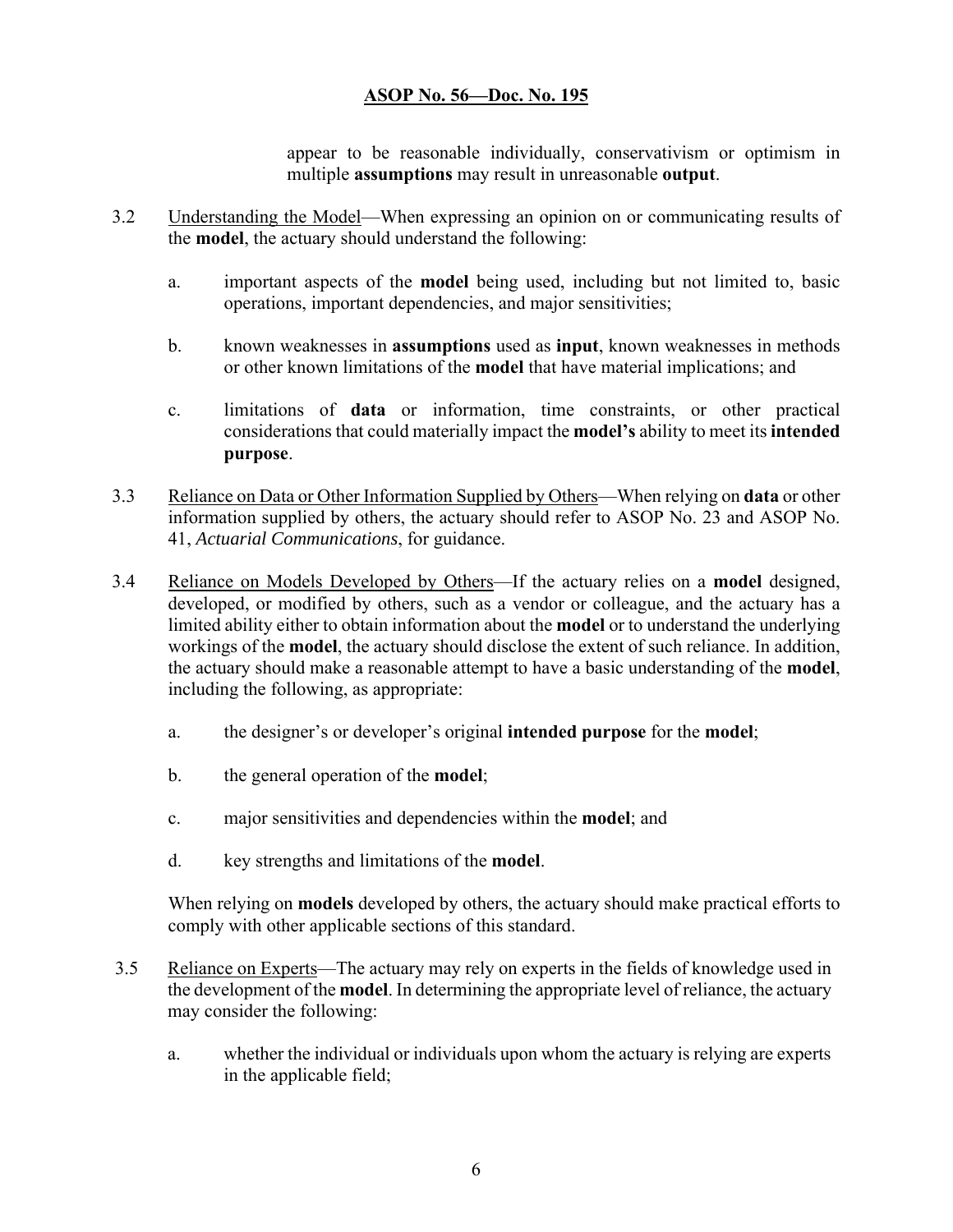appear to be reasonable individually, conservativism or optimism in multiple **assumptions** may result in unreasonable **output**.

3.2 Understanding the Model—When expressing an opinion on or communicating results of the **model**, the actuary should understand the following:

a. important aspects of the **model** being used, including but not limited to, basic operations, important dependencies, and major sensitivities;

b. known weaknesses in **assumptions** used as **input**, known weaknesses in methods or other known limitations of the **model** that have material implications; and

c. limitations of **data** or information, time constraints, or other practical considerations that could materially impact the **model's** ability to meet its **intended purpose**.

3.3 Reliance on Data or Other Information Supplied by Others—When relying on **data** or other information supplied by others, the actuary should refer to ASOP No. 23 and ASOP No. 41, *Actuarial Communications*, for guidance.

3.4 Reliance on Models Developed by Others—If the actuary relies on a **model** designed, developed, or modified by others, such as a vendor or colleague, and the actuary has a limited ability either to obtain information about the **model** or to understand the underlying workings of the **model**, the actuary should disclose the extent of such reliance. In addition, the actuary should make a reasonable attempt to have a basic understanding of the **model**, including the following, as appropriate:

a. the designer's or developer's original **intended purpose** for the **model**;

b. the general operation of the **model**;

c. major sensitivities and dependencies within the **model**; and

d. key strengths and limitations of the **model**.

When relying on **models** developed by others, the actuary should make practical efforts to comply with other applicable sections of this standard.

3.5 Reliance on Experts—The actuary may rely on experts in the fields of knowledge used in the development of the **model**. In determining the appropriate level of reliance, the actuary may consider the following:

a. whether the individual or individuals upon whom the actuary is relying are experts in the applicable field;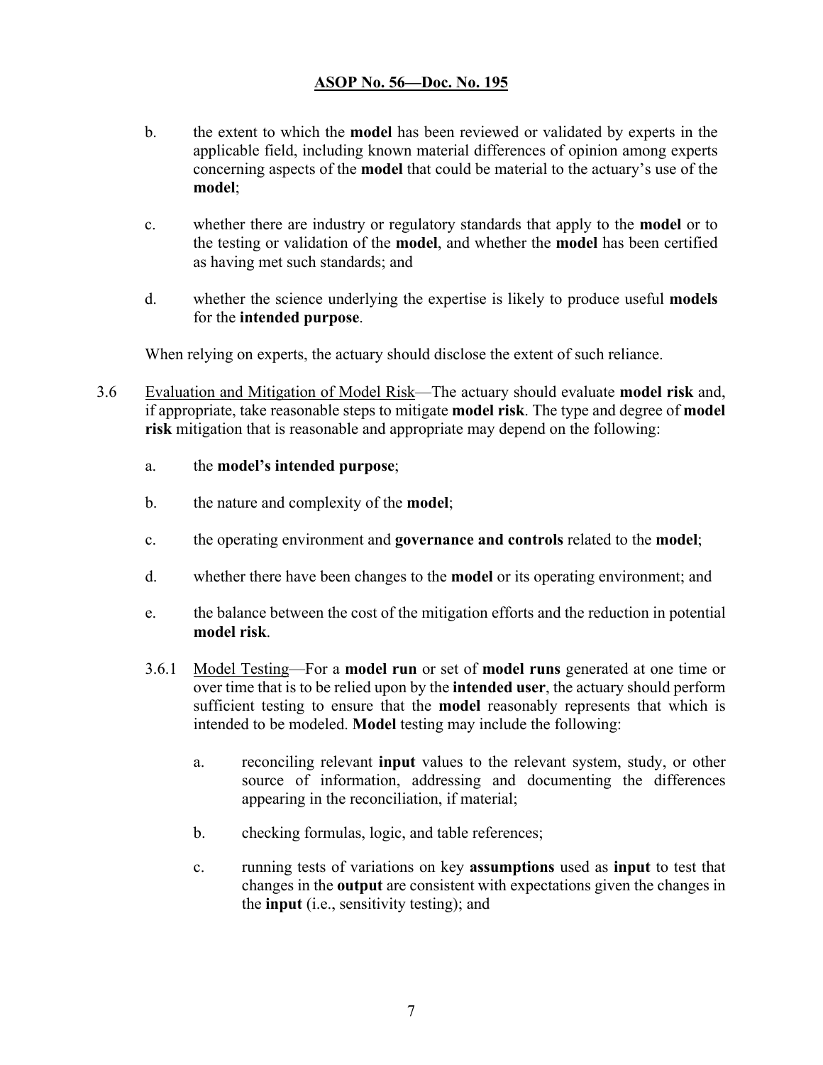b. the extent to which the **model** has been reviewed or validated by experts in the applicable field, including known material differences of opinion among experts concerning aspects of the **model** that could be material to the actuary's use of the **model**;

c. whether there are industry or regulatory standards that apply to the **model** or to the testing or validation of the **model**, and whether the **model** has been certified as having met such standards; and

d. whether the science underlying the expertise is likely to produce useful **models** for the **intended purpose**.

When relying on experts, the actuary should disclose the extent of such reliance.

3.6 Evaluation and Mitigation of Model Risk—The actuary should evaluate **model risk** and, if appropriate, take reasonable steps to mitigate **model risk**. The type and degree of **model risk** mitigation that is reasonable and appropriate may depend on the following:

a. the **model's intended purpose**;

b. the nature and complexity of the **model**;

c. the operating environment and **governance and controls** related to the **model**;

d. whether there have been changes to the **model** or its operating environment; and

e. the balance between the cost of the mitigation efforts and the reduction in potential **model risk**.

3.6.1 Model Testing—For a **model run** or set of **model runs** generated at one time or over time that is to be relied upon by the **intended user**, the actuary should perform sufficient testing to ensure that the **model** reasonably represents that which is intended to be modeled. **Model** testing may include the following:

a. reconciling relevant **input** values to the relevant system, study, or other source of information, addressing and documenting the differences appearing in the reconciliation, if material;

b. checking formulas, logic, and table references;

c. running tests of variations on key **assumptions** used as **input** to test that changes in the **output** are consistent with expectations given the changes in the **input** (i.e., sensitivity testing); and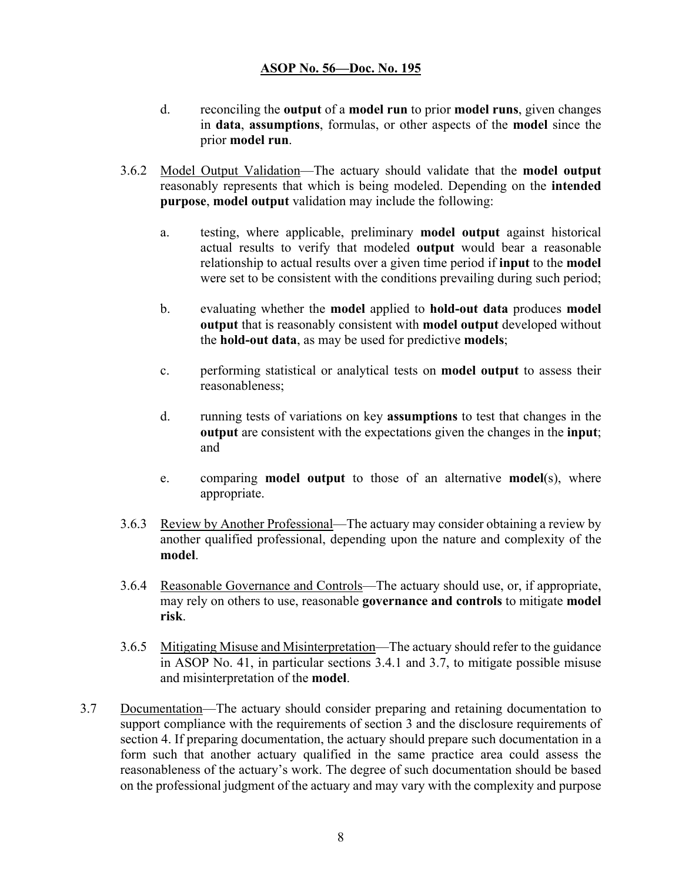d. reconciling the **output** of a **model run** to prior **model runs**, given changes in **data**, **assumptions**, formulas, or other aspects of the **model** since the prior **model run**.

3.6.2 Model Output Validation—The actuary should validate that the **model output** reasonably represents that which is being modeled. Depending on the **intended purpose**, **model output** validation may include the following:

a. testing, where applicable, preliminary **model output** against historical actual results to verify that modeled **output** would bear a reasonable relationship to actual results over a given time period if **input** to the **model** were set to be consistent with the conditions prevailing during such period;

b. evaluating whether the **model** applied to **hold-out data** produces **model output** that is reasonably consistent with **model output** developed without the **hold-out data**, as may be used for predictive **models**;

c. performing statistical or analytical tests on **model output** to assess their reasonableness;

d. running tests of variations on key **assumptions** to test that changes in the **output** are consistent with the expectations given the changes in the **input**; and

e. comparing **model output** to those of an alternative **model**(s), where appropriate.

3.6.3 Review by Another Professional—The actuary may consider obtaining a review by another qualified professional, depending upon the nature and complexity of the **model**.

3.6.4 Reasonable Governance and Controls—The actuary should use, or, if appropriate, may rely on others to use, reasonable **governance and controls** to mitigate **model risk**.

3.6.5 Mitigating Misuse and Misinterpretation—The actuary should refer to the guidance in ASOP No. 41, in particular sections 3.4.1 and 3.7, to mitigate possible misuse and misinterpretation of the **model**.

3.7 Documentation—The actuary should consider preparing and retaining documentation to support compliance with the requirements of section 3 and the disclosure requirements of section 4. If preparing documentation, the actuary should prepare such documentation in a form such that another actuary qualified in the same practice area could assess the reasonableness of the actuary's work. The degree of such documentation should be based on the professional judgment of the actuary and may vary with the complexity and purpose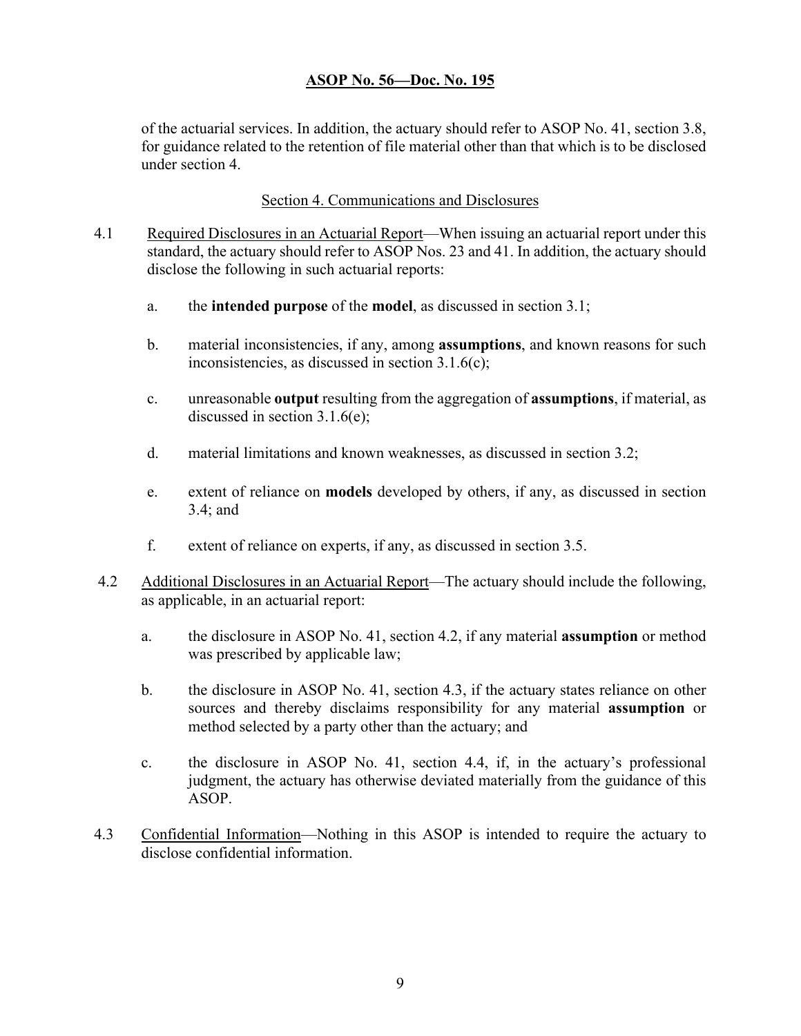of the actuarial services. In addition, the actuary should refer to ASOP No. 41, section 3.8, for guidance related to the retention of file material other than that which is to be disclosed under section 4.

## Section 4. Communications and Disclosures

4.1 Required Disclosures in an Actuarial Report—When issuing an actuarial report under this standard, the actuary should refer to ASOP Nos. 23 and 41. In addition, the actuary should disclose the following in such actuarial reports:

a. the **intended purpose** of the **model**, as discussed in section 3.1;

b. material inconsistencies, if any, among **assumptions**, and known reasons for such inconsistencies, as discussed in section 3.1.6(c);

c. unreasonable **output** resulting from the aggregation of **assumptions**, if material, as discussed in section 3.1.6(e);

d. material limitations and known weaknesses, as discussed in section 3.2;

e. extent of reliance on **models** developed by others, if any, as discussed in section 3.4; and

f. extent of reliance on experts, if any, as discussed in section 3.5.

4.2 Additional Disclosures in an Actuarial Report—The actuary should include the following, as applicable, in an actuarial report:

a. the disclosure in ASOP No. 41, section 4.2, if any material **assumption** or method was prescribed by applicable law;

b. the disclosure in ASOP No. 41, section 4.3, if the actuary states reliance on other sources and thereby disclaims responsibility for any material **assumption** or method selected by a party other than the actuary; and

c. the disclosure in ASOP No. 41, section 4.4, if, in the actuary's professional judgment, the actuary has otherwise deviated materially from the guidance of this ASOP.

4.3 Confidential Information—Nothing in this ASOP is intended to require the actuary to disclose confidential information.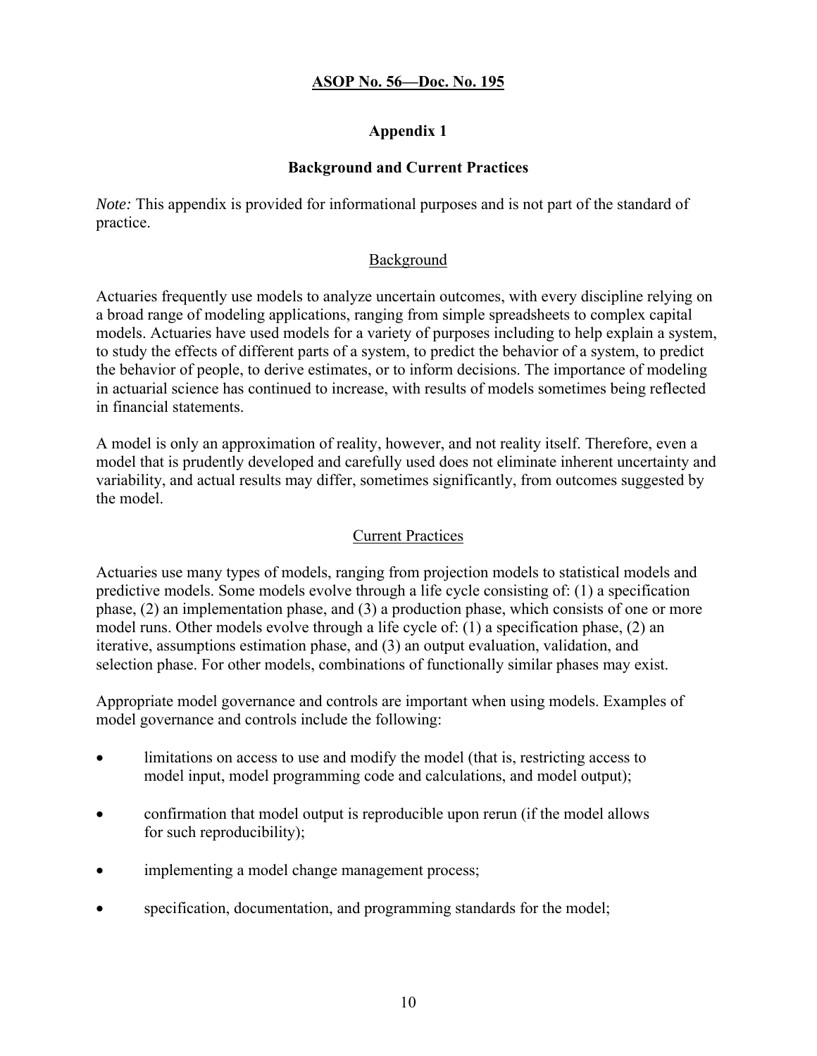**ASOP No. 56—Doc. No. 195**

## Appendix 1

### Background and Current Practices

*Note:* This appendix is provided for informational purposes and is not part of the standard of practice.

#### Background

Actuaries frequently use models to analyze uncertain outcomes, with every discipline relying on a broad range of modeling applications, ranging from simple spreadsheets to complex capital models. Actuaries have used models for a variety of purposes including to help explain a system, to study the effects of different parts of a system, to predict the behavior of a system, to predict the behavior of people, to derive estimates, or to inform decisions. The importance of modeling in actuarial science has continued to increase, with results of models sometimes being reflected in financial statements.

A model is only an approximation of reality, however, and not reality itself. Therefore, even a model that is prudently developed and carefully used does not eliminate inherent uncertainty and variability, and actual results may differ, sometimes significantly, from outcomes suggested by the model.

#### Current Practices

Actuaries use many types of models, ranging from projection models to statistical models and predictive models. Some models evolve through a life cycle consisting of: (1) a specification phase, (2) an implementation phase, and (3) a production phase, which consists of one or more model runs. Other models evolve through a life cycle of: (1) a specification phase, (2) an iterative, assumptions estimation phase, and (3) an output evaluation, validation, and selection phase. For other models, combinations of functionally similar phases may exist.

Appropriate model governance and controls are important when using models. Examples of model governance and controls include the following:

- limitations on access to use and modify the model (that is, restricting access to model input, model programming code and calculations, and model output);
- confirmation that model output is reproducible upon rerun (if the model allows for such reproducibility);
- implementing a model change management process;
- specification, documentation, and programming standards for the model;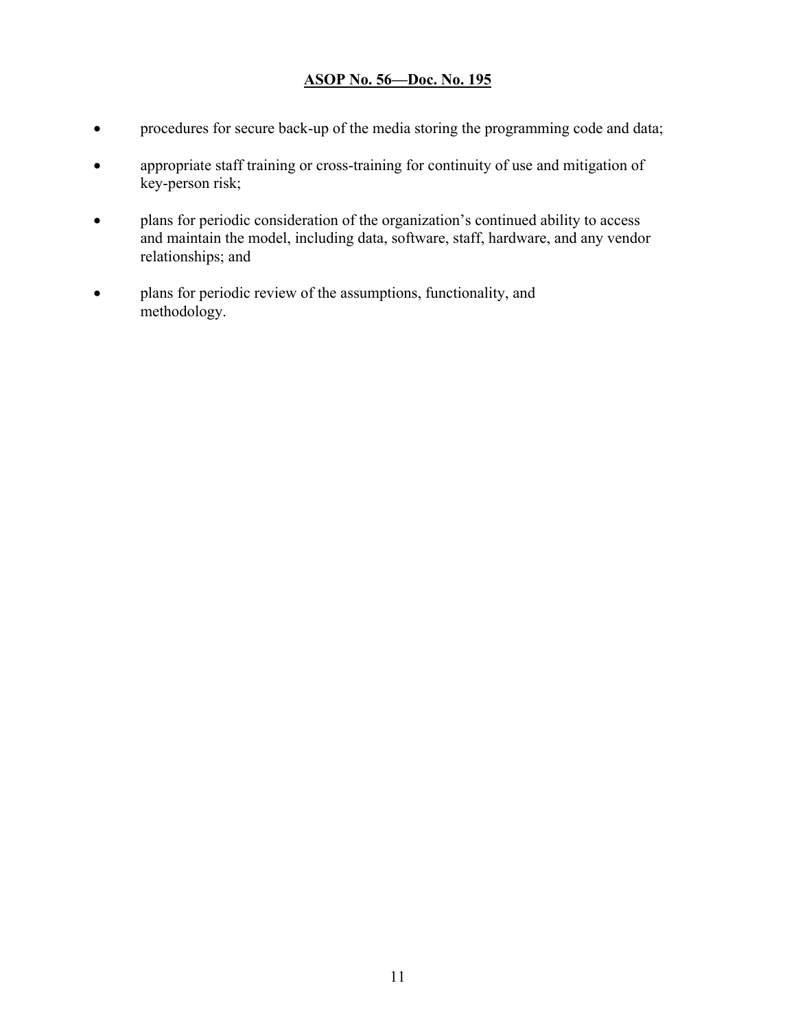- procedures for secure back-up of the media storing the programming code and data;

- appropriate staff training or cross-training for continuity of use and mitigation of key-person risk;

- plans for periodic consideration of the organization's continued ability to access and maintain the model, including data, software, staff, hardware, and any vendor relationships; and

- plans for periodic review of the assumptions, functionality, and methodology.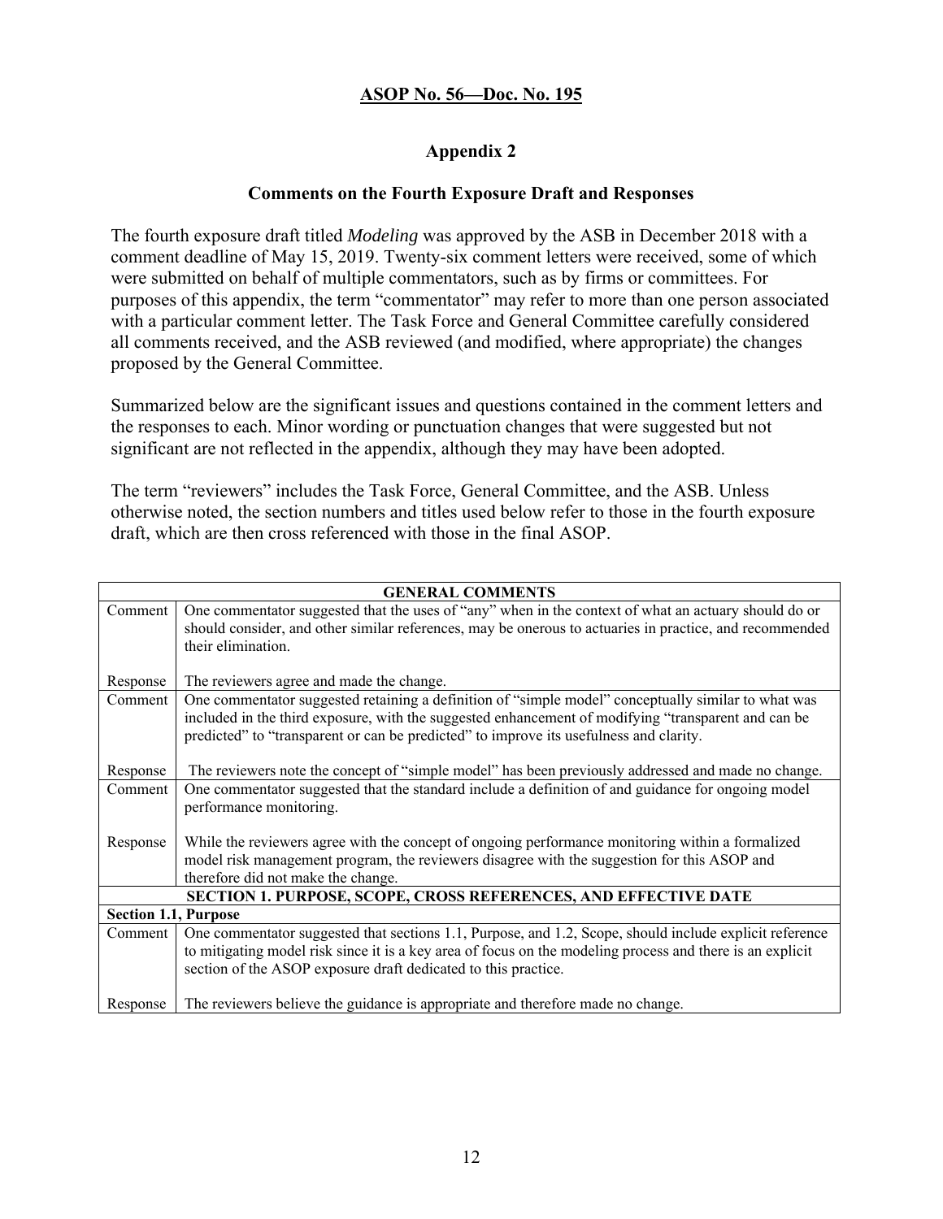**ASOP No. 56—Doc. No. 195**

## Appendix 2

### Comments on the Fourth Exposure Draft and Responses

The fourth exposure draft titled *Modeling* was approved by the ASB in December 2018 with a comment deadline of May 15, 2019. Twenty-six comment letters were received, some of which were submitted on behalf of multiple commentators, such as by firms or committees. For purposes of this appendix, the term "commentator" may refer to more than one person associated with a particular comment letter. The Task Force and General Committee carefully considered all comments received, and the ASB reviewed (and modified, where appropriate) the changes proposed by the General Committee.

Summarized below are the significant issues and questions contained in the comment letters and the responses to each. Minor wording or punctuation changes that were suggested but not significant are not reflected in the appendix, although they may have been adopted.

The term "reviewers" includes the Task Force, General Committee, and the ASB. Unless otherwise noted, the section numbers and titles used below refer to those in the fourth exposure draft, which are then cross referenced with those in the final ASOP.

| **GENERAL COMMENTS** | |
|---|---|
| Comment | One commentator suggested that the uses of "any" when in the context of what an actuary should do or should consider, and other similar references, may be onerous to actuaries in practice, and recommended their elimination. |
| Response | The reviewers agree and made the change. |
| Comment | One commentator suggested retaining a definition of "simple model" conceptually similar to what was included in the third exposure, with the suggested enhancement of modifying "transparent and can be predicted" to "transparent or can be predicted" to improve its usefulness and clarity. |
| Response | The reviewers note the concept of "simple model" has been previously addressed and made no change. |
| Comment | One commentator suggested that the standard include a definition of and guidance for ongoing model performance monitoring. |
| Response | While the reviewers agree with the concept of ongoing performance monitoring within a formalized model risk management program, the reviewers disagree with the suggestion for this ASOP and therefore did not make the change. |
| **SECTION 1. PURPOSE, SCOPE, CROSS REFERENCES, AND EFFECTIVE DATE** | |
| **Section 1.1, Purpose** | |
| Comment | One commentator suggested that sections 1.1, Purpose, and 1.2, Scope, should include explicit reference to mitigating model risk since it is a key area of focus on the modeling process and there is an explicit section of the ASOP exposure draft dedicated to this practice. |
| Response | The reviewers believe the guidance is appropriate and therefore made no change. |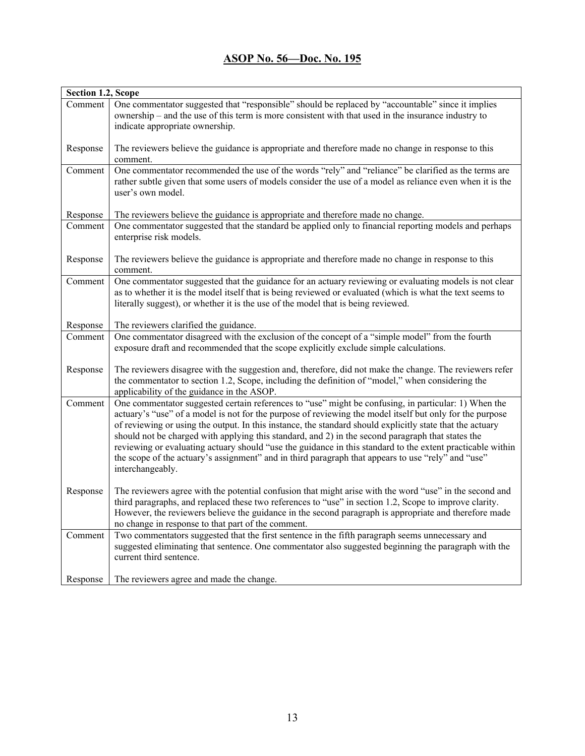## ASOP No. 56—Doc. No. 195

| Section 1.2, Scope | |
|---|---|
| Comment | One commentator suggested that "responsible" should be replaced by "accountable" since it implies ownership – and the use of this term is more consistent with that used in the insurance industry to indicate appropriate ownership. |
| Response | The reviewers believe the guidance is appropriate and therefore made no change in response to this comment. |
| Comment | One commentator recommended the use of the words "rely" and "reliance" be clarified as the terms are rather subtle given that some users of models consider the use of a model as reliance even when it is the user's own model. |
| Response | The reviewers believe the guidance is appropriate and therefore made no change. |
| Comment | One commentator suggested that the standard be applied only to financial reporting models and perhaps enterprise risk models. |
| Response | The reviewers believe the guidance is appropriate and therefore made no change in response to this comment. |
| Comment | One commentator suggested that the guidance for an actuary reviewing or evaluating models is not clear as to whether it is the model itself that is being reviewed or evaluated (which is what the text seems to literally suggest), or whether it is the use of the model that is being reviewed. |
| Response | The reviewers clarified the guidance. |
| Comment | One commentator disagreed with the exclusion of the concept of a "simple model" from the fourth exposure draft and recommended that the scope explicitly exclude simple calculations. |
| Response | The reviewers disagree with the suggestion and, therefore, did not make the change. The reviewers refer the commentator to section 1.2, Scope, including the definition of "model," when considering the applicability of the guidance in the ASOP. |
| Comment | One commentator suggested certain references to "use" might be confusing, in particular: 1) When the actuary's "use" of a model is not for the purpose of reviewing the model itself but only for the purpose of reviewing or using the output. In this instance, the standard should explicitly state that the actuary should not be charged with applying this standard, and 2) in the second paragraph that states the reviewing or evaluating actuary should "use the guidance in this standard to the extent practicable within the scope of the actuary's assignment" and in third paragraph that appears to use "rely" and "use" interchangeably. |
| Response | The reviewers agree with the potential confusion that might arise with the word "use" in the second and third paragraphs, and replaced these two references to "use" in section 1.2, Scope to improve clarity. However, the reviewers believe the guidance in the second paragraph is appropriate and therefore made no change in response to that part of the comment. |
| Comment | Two commentators suggested that the first sentence in the fifth paragraph seems unnecessary and suggested eliminating that sentence. One commentator also suggested beginning the paragraph with the current third sentence. |
| Response | The reviewers agree and made the change. |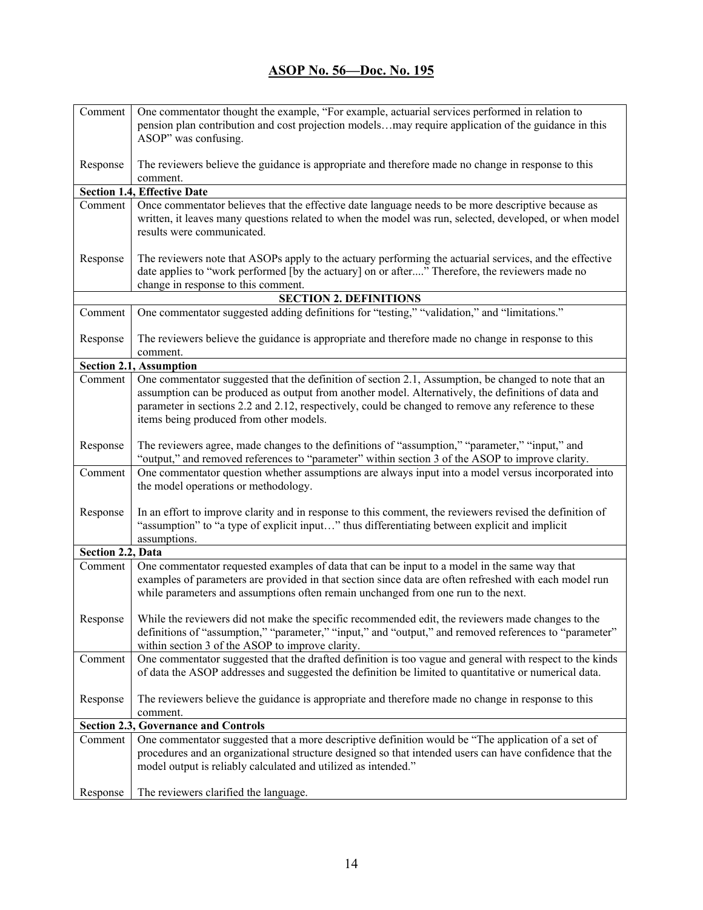## ASOP No. 56—Doc. No. 195

| | |
|---|---|
| Comment | One commentator thought the example, "For example, actuarial services performed in relation to pension plan contribution and cost projection models…may require application of the guidance in this ASOP" was confusing. |
| Response | The reviewers believe the guidance is appropriate and therefore made no change in response to this comment. |
| **Section 1.4, Effective Date** | |
| Comment | Once commentator believes that the effective date language needs to be more descriptive because as written, it leaves many questions related to when the model was run, selected, developed, or when model results were communicated. |
| Response | The reviewers note that ASOPs apply to the actuary performing the actuarial services, and the effective date applies to "work performed [by the actuary] on or after...." Therefore, the reviewers made no change in response to this comment. |
| **SECTION 2. DEFINITIONS** | |
| Comment | One commentator suggested adding definitions for "testing," "validation," and "limitations." |
| Response | The reviewers believe the guidance is appropriate and therefore made no change in response to this comment. |
| **Section 2.1, Assumption** | |
| Comment | One commentator suggested that the definition of section 2.1, Assumption, be changed to note that an assumption can be produced as output from another model. Alternatively, the definitions of data and parameter in sections 2.2 and 2.12, respectively, could be changed to remove any reference to these items being produced from other models. |
| Response | The reviewers agree, made changes to the definitions of "assumption," "parameter," "input," and "output," and removed references to "parameter" within section 3 of the ASOP to improve clarity. |
| Comment | One commentator question whether assumptions are always input into a model versus incorporated into the model operations or methodology. |
| Response | In an effort to improve clarity and in response to this comment, the reviewers revised the definition of "assumption" to "a type of explicit input…" thus differentiating between explicit and implicit assumptions. |
| **Section 2.2, Data** | |
| Comment | One commentator requested examples of data that can be input to a model in the same way that examples of parameters are provided in that section since data are often refreshed with each model run while parameters and assumptions often remain unchanged from one run to the next. |
| Response | While the reviewers did not make the specific recommended edit, the reviewers made changes to the definitions of "assumption," "parameter," "input," and "output," and removed references to "parameter" within section 3 of the ASOP to improve clarity. |
| Comment | One commentator suggested that the drafted definition is too vague and general with respect to the kinds of data the ASOP addresses and suggested the definition be limited to quantitative or numerical data. |
| Response | The reviewers believe the guidance is appropriate and therefore made no change in response to this comment. |
| **Section 2.3, Governance and Controls** | |
| Comment | One commentator suggested that a more descriptive definition would be "The application of a set of procedures and an organizational structure designed so that intended users can have confidence that the model output is reliably calculated and utilized as intended." |
| Response | The reviewers clarified the language. |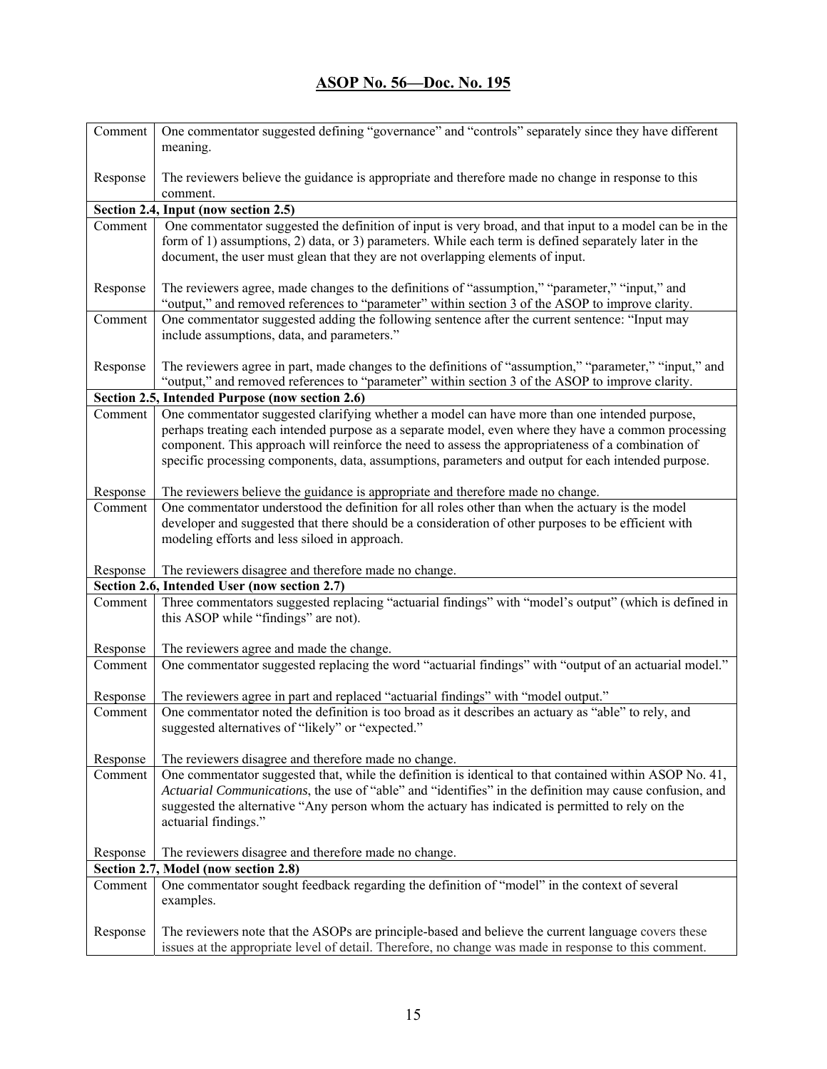## ASOP No. 56—Doc. No. 195

| | |
|---|---|
| Comment | One commentator suggested defining "governance" and "controls" separately since they have different meaning. |
| Response | The reviewers believe the guidance is appropriate and therefore made no change in response to this comment. |
| **Section 2.4, Input (now section 2.5)** | |
| Comment | One commentator suggested the definition of input is very broad, and that input to a model can be in the form of 1) assumptions, 2) data, or 3) parameters. While each term is defined separately later in the document, the user must glean that they are not overlapping elements of input. |
| Response | The reviewers agree, made changes to the definitions of "assumption," "parameter," "input," and "output," and removed references to "parameter" within section 3 of the ASOP to improve clarity. |
| Comment | One commentator suggested adding the following sentence after the current sentence: "Input may include assumptions, data, and parameters." |
| Response | The reviewers agree in part, made changes to the definitions of "assumption," "parameter," "input," and "output," and removed references to "parameter" within section 3 of the ASOP to improve clarity. |
| **Section 2.5, Intended Purpose (now section 2.6)** | |
| Comment | One commentator suggested clarifying whether a model can have more than one intended purpose, perhaps treating each intended purpose as a separate model, even where they have a common processing component. This approach will reinforce the need to assess the appropriateness of a combination of specific processing components, data, assumptions, parameters and output for each intended purpose. |
| Response | The reviewers believe the guidance is appropriate and therefore made no change. |
| Comment | One commentator understood the definition for all roles other than when the actuary is the model developer and suggested that there should be a consideration of other purposes to be efficient with modeling efforts and less siloed in approach. |
| Response | The reviewers disagree and therefore made no change. |
| **Section 2.6, Intended User (now section 2.7)** | |
| Comment | Three commentators suggested replacing "actuarial findings" with "model's output" (which is defined in this ASOP while "findings" are not). |
| Response | The reviewers agree and made the change. |
| Comment | One commentator suggested replacing the word "actuarial findings" with "output of an actuarial model." |
| Response | The reviewers agree in part and replaced "actuarial findings" with "model output." |
| Comment | One commentator noted the definition is too broad as it describes an actuary as "able" to rely, and suggested alternatives of "likely" or "expected." |
| Response | The reviewers disagree and therefore made no change. |
| Comment | One commentator suggested that, while the definition is identical to that contained within ASOP No. 41, *Actuarial Communications*, the use of "able" and "identifies" in the definition may cause confusion, and suggested the alternative "Any person whom the actuary has indicated is permitted to rely on the actuarial findings." |
| Response | The reviewers disagree and therefore made no change. |
| **Section 2.7, Model (now section 2.8)** | |
| Comment | One commentator sought feedback regarding the definition of "model" in the context of several examples. |
| Response | The reviewers note that the ASOPs are principle-based and believe the current language covers these issues at the appropriate level of detail. Therefore, no change was made in response to this comment. |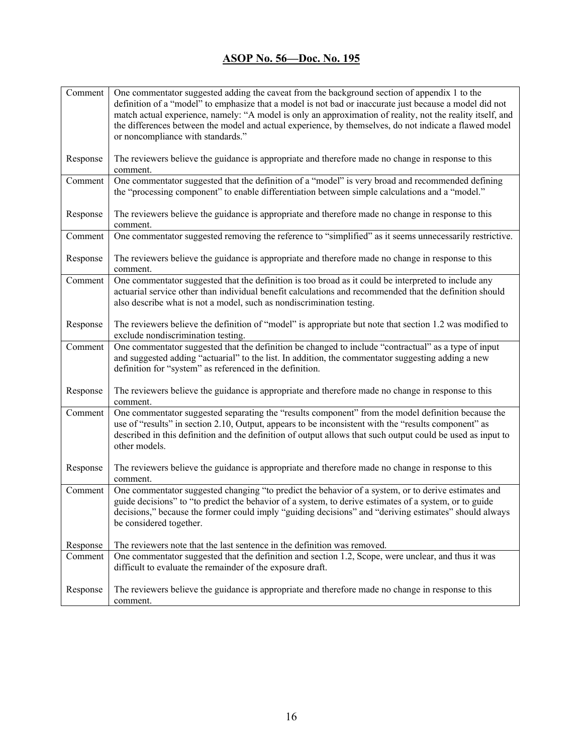## ASOP No. 56—Doc. No. 195

| | |
|---|---|
| Comment | One commentator suggested adding the caveat from the background section of appendix 1 to the definition of a "model" to emphasize that a model is not bad or inaccurate just because a model did not match actual experience, namely: "A model is only an approximation of reality, not the reality itself, and the differences between the model and actual experience, by themselves, do not indicate a flawed model or noncompliance with standards." |
| Response | The reviewers believe the guidance is appropriate and therefore made no change in response to this comment. |
| Comment | One commentator suggested that the definition of a "model" is very broad and recommended defining the "processing component" to enable differentiation between simple calculations and a "model." |
| Response | The reviewers believe the guidance is appropriate and therefore made no change in response to this comment. |
| Comment | One commentator suggested removing the reference to "simplified" as it seems unnecessarily restrictive. |
| Response | The reviewers believe the guidance is appropriate and therefore made no change in response to this comment. |
| Comment | One commentator suggested that the definition is too broad as it could be interpreted to include any actuarial service other than individual benefit calculations and recommended that the definition should also describe what is not a model, such as nondiscrimination testing. |
| Response | The reviewers believe the definition of "model" is appropriate but note that section 1.2 was modified to exclude nondiscrimination testing. |
| Comment | One commentator suggested that the definition be changed to include "contractual" as a type of input and suggested adding "actuarial" to the list. In addition, the commentator suggesting adding a new definition for "system" as referenced in the definition. |
| Response | The reviewers believe the guidance is appropriate and therefore made no change in response to this comment. |
| Comment | One commentator suggested separating the "results component" from the model definition because the use of "results" in section 2.10, Output, appears to be inconsistent with the "results component" as described in this definition and the definition of output allows that such output could be used as input to other models. |
| Response | The reviewers believe the guidance is appropriate and therefore made no change in response to this comment. |
| Comment | One commentator suggested changing "to predict the behavior of a system, or to derive estimates and guide decisions" to "to predict the behavior of a system, to derive estimates of a system, or to guide decisions," because the former could imply "guiding decisions" and "deriving estimates" should always be considered together. |
| Response | The reviewers note that the last sentence in the definition was removed. |
| Comment | One commentator suggested that the definition and section 1.2, Scope, were unclear, and thus it was difficult to evaluate the remainder of the exposure draft. |
| Response | The reviewers believe the guidance is appropriate and therefore made no change in response to this comment. |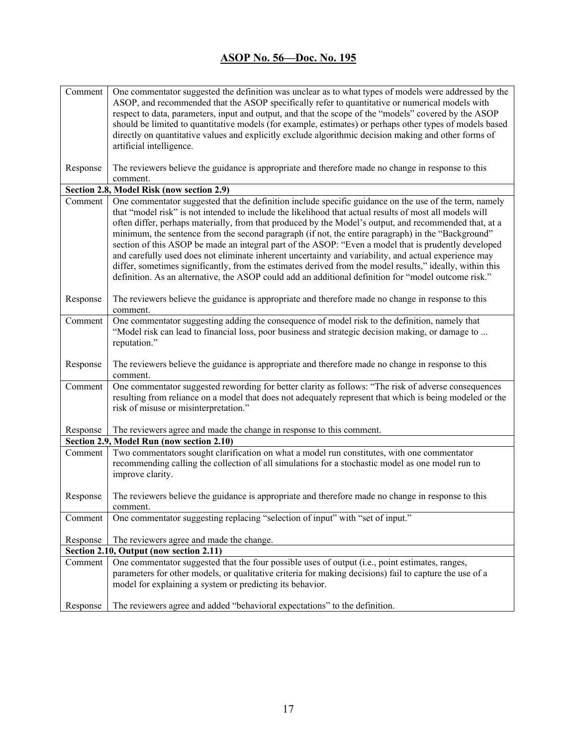## ASOP No. 56—Doc. No. 195

| | |
|---|---|
| Comment | One commentator suggested the definition was unclear as to what types of models were addressed by the ASOP, and recommended that the ASOP specifically refer to quantitative or numerical models with respect to data, parameters, input and output, and that the scope of the "models" covered by the ASOP should be limited to quantitative models (for example, estimates) or perhaps other types of models based directly on quantitative values and explicitly exclude algorithmic decision making and other forms of artificial intelligence. |
| Response | The reviewers believe the guidance is appropriate and therefore made no change in response to this comment. |
| **Section 2.8, Model Risk (now section 2.9)** | |
| Comment | One commentator suggested that the definition include specific guidance on the use of the term, namely that "model risk" is not intended to include the likelihood that actual results of most all models will often differ, perhaps materially, from that produced by the Model's output, and recommended that, at a minimum, the sentence from the second paragraph (if not, the entire paragraph) in the "Background" section of this ASOP be made an integral part of the ASOP: "Even a model that is prudently developed and carefully used does not eliminate inherent uncertainty and variability, and actual experience may differ, sometimes significantly, from the estimates derived from the model results," ideally, within this definition. As an alternative, the ASOP could add an additional definition for "model outcome risk." |
| Response | The reviewers believe the guidance is appropriate and therefore made no change in response to this comment. |
| Comment | One commentator suggesting adding the consequence of model risk to the definition, namely that "Model risk can lead to financial loss, poor business and strategic decision making, or damage to ... reputation." |
| Response | The reviewers believe the guidance is appropriate and therefore made no change in response to this comment. |
| Comment | One commentator suggested rewording for better clarity as follows: "The risk of adverse consequences resulting from reliance on a model that does not adequately represent that which is being modeled or the risk of misuse or misinterpretation." |
| Response | The reviewers agree and made the change in response to this comment. |
| **Section 2.9, Model Run (now section 2.10)** | |
| Comment | Two commentators sought clarification on what a model run constitutes, with one commentator recommending calling the collection of all simulations for a stochastic model as one model run to improve clarity. |
| Response | The reviewers believe the guidance is appropriate and therefore made no change in response to this comment. |
| Comment | One commentator suggesting replacing "selection of input" with "set of input." |
| Response | The reviewers agree and made the change. |
| **Section 2.10, Output (now section 2.11)** | |
| Comment | One commentator suggested that the four possible uses of output (i.e., point estimates, ranges, parameters for other models, or qualitative criteria for making decisions) fail to capture the use of a model for explaining a system or predicting its behavior. |
| Response | The reviewers agree and added "behavioral expectations" to the definition. |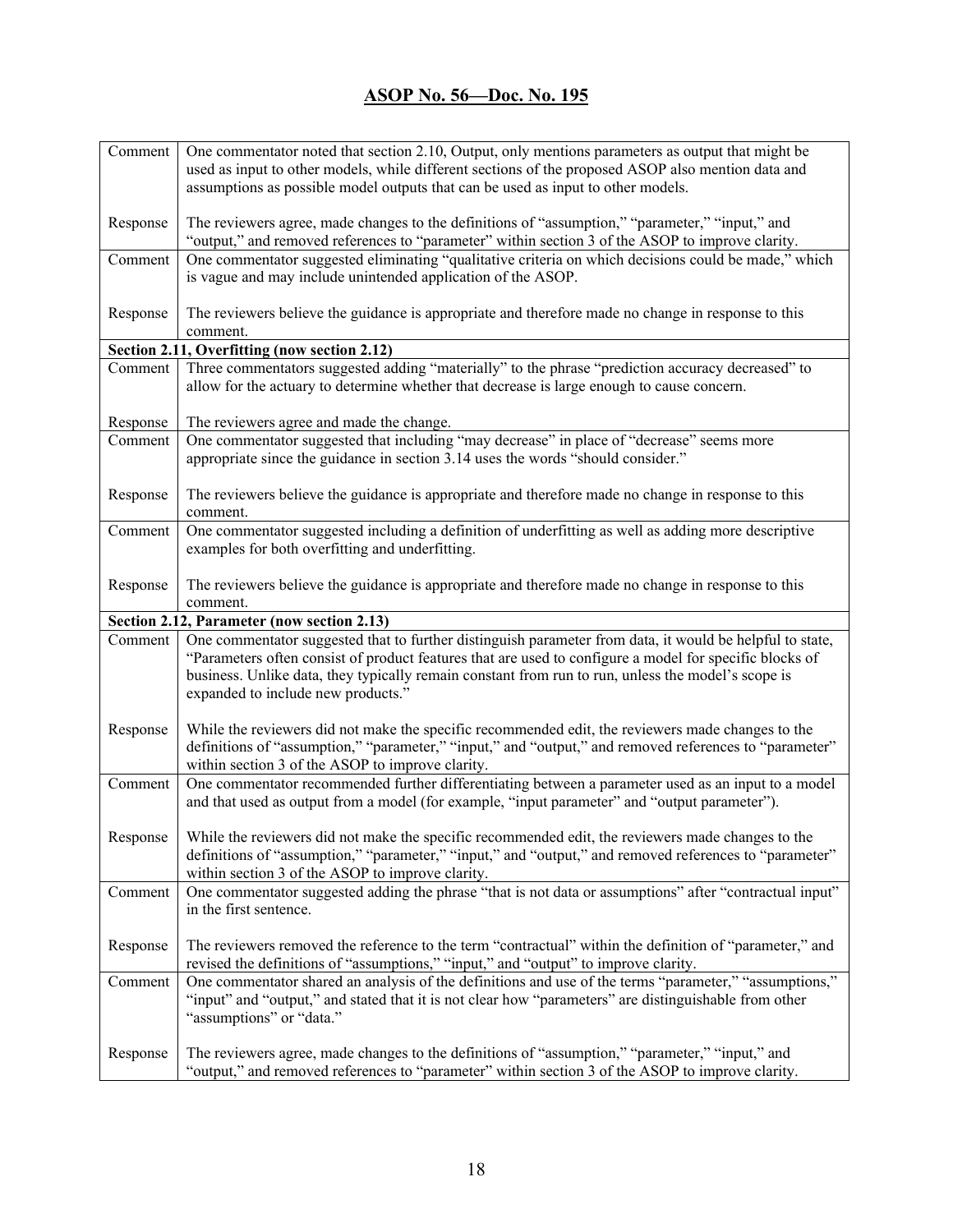## ASOP No. 56—Doc. No. 195

| | |
|---|---|
| Comment | One commentator noted that section 2.10, Output, only mentions parameters as output that might be used as input to other models, while different sections of the proposed ASOP also mention data and assumptions as possible model outputs that can be used as input to other models. |
| Response | The reviewers agree, made changes to the definitions of "assumption," "parameter," "input," and "output," and removed references to "parameter" within section 3 of the ASOP to improve clarity. |
| Comment | One commentator suggested eliminating "qualitative criteria on which decisions could be made," which is vague and may include unintended application of the ASOP. |
| Response | The reviewers believe the guidance is appropriate and therefore made no change in response to this comment. |
| **Section 2.11, Overfitting (now section 2.12)** | |
| Comment | Three commentators suggested adding "materially" to the phrase "prediction accuracy decreased" to allow for the actuary to determine whether that decrease is large enough to cause concern. |
| Response | The reviewers agree and made the change. |
| Comment | One commentator suggested that including "may decrease" in place of "decrease" seems more appropriate since the guidance in section 3.14 uses the words "should consider." |
| Response | The reviewers believe the guidance is appropriate and therefore made no change in response to this comment. |
| Comment | One commentator suggested including a definition of underfitting as well as adding more descriptive examples for both overfitting and underfitting. |
| Response | The reviewers believe the guidance is appropriate and therefore made no change in response to this comment. |
| **Section 2.12, Parameter (now section 2.13)** | |
| Comment | One commentator suggested that to further distinguish parameter from data, it would be helpful to state, "Parameters often consist of product features that are used to configure a model for specific blocks of business. Unlike data, they typically remain constant from run to run, unless the model's scope is expanded to include new products." |
| Response | While the reviewers did not make the specific recommended edit, the reviewers made changes to the definitions of "assumption," "parameter," "input," and "output," and removed references to "parameter" within section 3 of the ASOP to improve clarity. |
| Comment | One commentator recommended further differentiating between a parameter used as an input to a model and that used as output from a model (for example, "input parameter" and "output parameter"). |
| Response | While the reviewers did not make the specific recommended edit, the reviewers made changes to the definitions of "assumption," "parameter," "input," and "output," and removed references to "parameter" within section 3 of the ASOP to improve clarity. |
| Comment | One commentator suggested adding the phrase "that is not data or assumptions" after "contractual input" in the first sentence. |
| Response | The reviewers removed the reference to the term "contractual" within the definition of "parameter," and revised the definitions of "assumptions," "input," and "output" to improve clarity. |
| Comment | One commentator shared an analysis of the definitions and use of the terms "parameter," "assumptions," "input" and "output," and stated that it is not clear how "parameters" are distinguishable from other "assumptions" or "data." |
| Response | The reviewers agree, made changes to the definitions of "assumption," "parameter," "input," and "output," and removed references to "parameter" within section 3 of the ASOP to improve clarity. |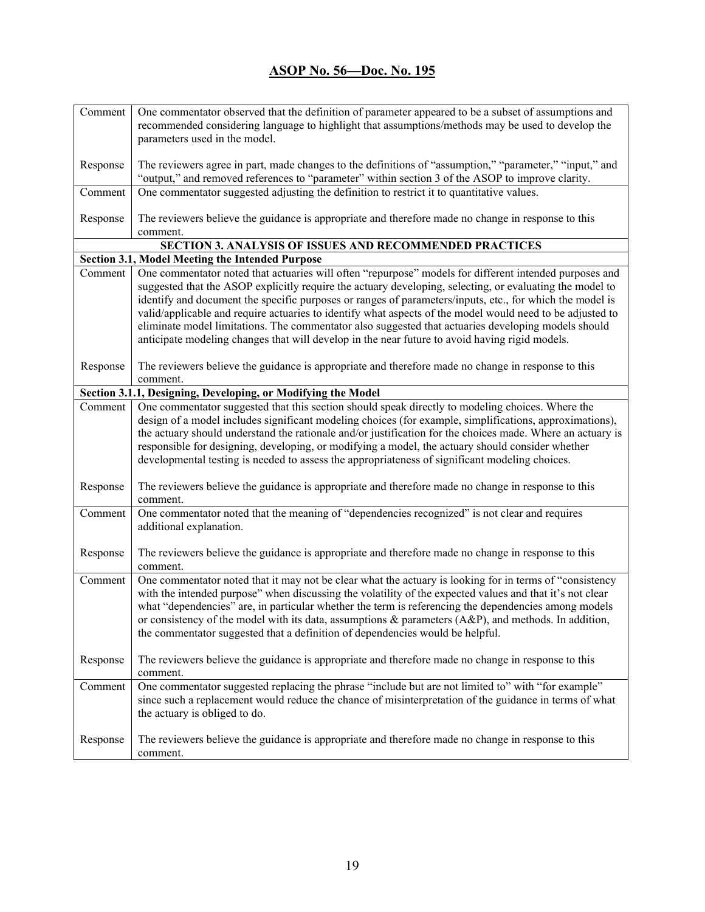## ASOP No. 56—Doc. No. 195

| | |
|---|---|
| Comment | One commentator observed that the definition of parameter appeared to be a subset of assumptions and recommended considering language to highlight that assumptions/methods may be used to develop the parameters used in the model. |
| Response | The reviewers agree in part, made changes to the definitions of "assumption," "parameter," "input," and "output," and removed references to "parameter" within section 3 of the ASOP to improve clarity. |
| Comment | One commentator suggested adjusting the definition to restrict it to quantitative values. |
| Response | The reviewers believe the guidance is appropriate and therefore made no change in response to this comment. |
| | **SECTION 3. ANALYSIS OF ISSUES AND RECOMMENDED PRACTICES** |
| **Section 3.1, Model Meeting the Intended Purpose** | |
| Comment | One commentator noted that actuaries will often "repurpose" models for different intended purposes and suggested that the ASOP explicitly require the actuary developing, selecting, or evaluating the model to identify and document the specific purposes or ranges of parameters/inputs, etc., for which the model is valid/applicable and require actuaries to identify what aspects of the model would need to be adjusted to eliminate model limitations. The commentator also suggested that actuaries developing models should anticipate modeling changes that will develop in the near future to avoid having rigid models. |
| Response | The reviewers believe the guidance is appropriate and therefore made no change in response to this comment. |
| **Section 3.1.1, Designing, Developing, or Modifying the Model** | |
| Comment | One commentator suggested that this section should speak directly to modeling choices. Where the design of a model includes significant modeling choices (for example, simplifications, approximations), the actuary should understand the rationale and/or justification for the choices made. Where an actuary is responsible for designing, developing, or modifying a model, the actuary should consider whether developmental testing is needed to assess the appropriateness of significant modeling choices. |
| Response | The reviewers believe the guidance is appropriate and therefore made no change in response to this comment. |
| Comment | One commentator noted that the meaning of "dependencies recognized" is not clear and requires additional explanation. |
| Response | The reviewers believe the guidance is appropriate and therefore made no change in response to this comment. |
| Comment | One commentator noted that it may not be clear what the actuary is looking for in terms of "consistency with the intended purpose" when discussing the volatility of the expected values and that it's not clear what "dependencies" are, in particular whether the term is referencing the dependencies among models or consistency of the model with its data, assumptions & parameters (A&P), and methods. In addition, the commentator suggested that a definition of dependencies would be helpful. |
| Response | The reviewers believe the guidance is appropriate and therefore made no change in response to this comment. |
| Comment | One commentator suggested replacing the phrase "include but are not limited to" with "for example" since such a replacement would reduce the chance of misinterpretation of the guidance in terms of what the actuary is obliged to do. |
| Response | The reviewers believe the guidance is appropriate and therefore made no change in response to this comment. |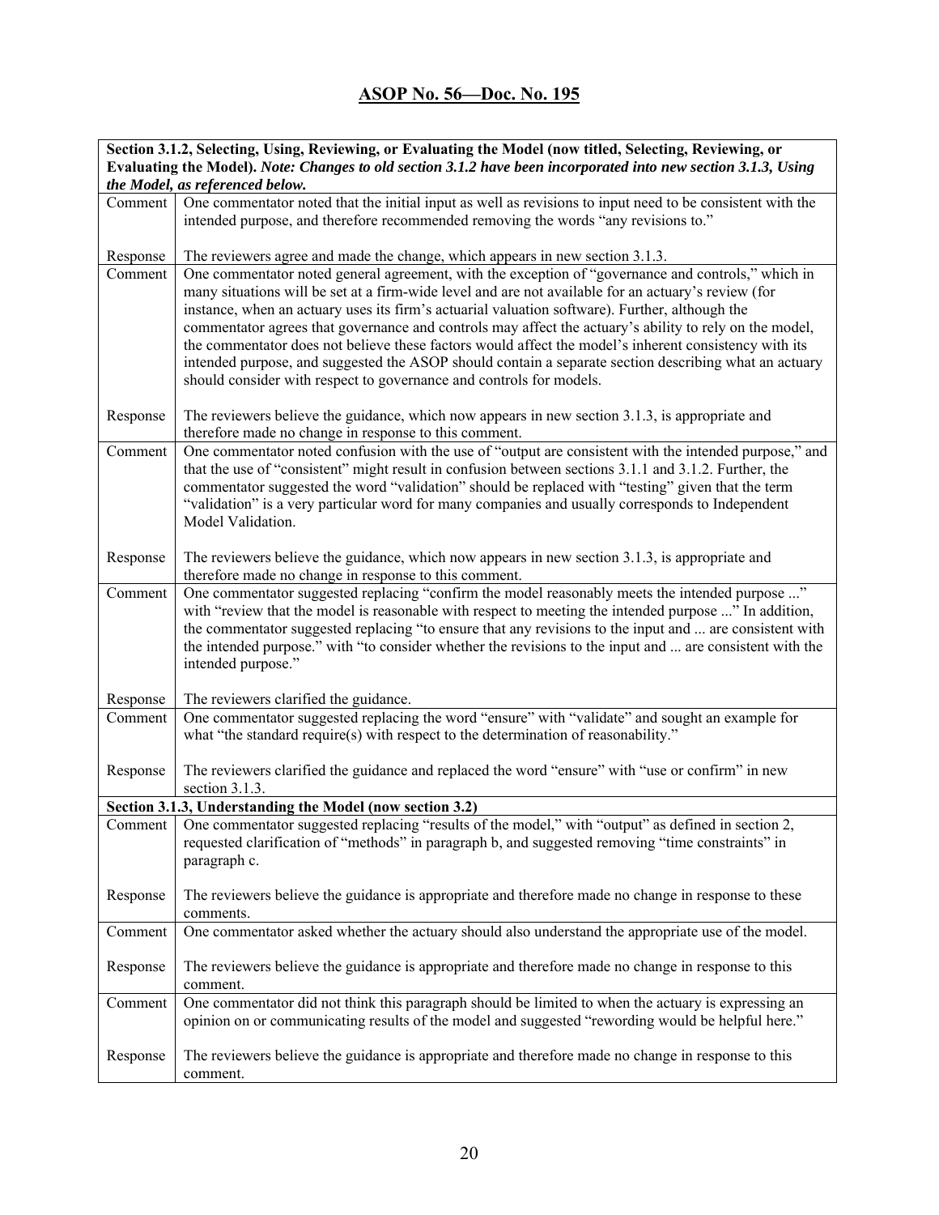## ASOP No. 56—Doc. No. 195

| **Section 3.1.2, Selecting, Using, Reviewing, or Evaluating the Model (now titled, Selecting, Reviewing, or Evaluating the Model).** ***Note: Changes to old section 3.1.2 have been incorporated into new section 3.1.3, Using the Model, as referenced below.*** | |
|---|---|
| Comment | One commentator noted that the initial input as well as revisions to input need to be consistent with the intended purpose, and therefore recommended removing the words "any revisions to." |
| Response | The reviewers agree and made the change, which appears in new section 3.1.3. |
| Comment | One commentator noted general agreement, with the exception of "governance and controls," which in many situations will be set at a firm-wide level and are not available for an actuary's review (for instance, when an actuary uses its firm's actuarial valuation software). Further, although the commentator agrees that governance and controls may affect the actuary's ability to rely on the model, the commentator does not believe these factors would affect the model's inherent consistency with its intended purpose, and suggested the ASOP should contain a separate section describing what an actuary should consider with respect to governance and controls for models. |
| Response | The reviewers believe the guidance, which now appears in new section 3.1.3, is appropriate and therefore made no change in response to this comment. |
| Comment | One commentator noted confusion with the use of "output are consistent with the intended purpose," and that the use of "consistent" might result in confusion between sections 3.1.1 and 3.1.2. Further, the commentator suggested the word "validation" should be replaced with "testing" given that the term "validation" is a very particular word for many companies and usually corresponds to Independent Model Validation. |
| Response | The reviewers believe the guidance, which now appears in new section 3.1.3, is appropriate and therefore made no change in response to this comment. |
| Comment | One commentator suggested replacing "confirm the model reasonably meets the intended purpose ..." with "review that the model is reasonable with respect to meeting the intended purpose ..." In addition, the commentator suggested replacing "to ensure that any revisions to the input and ... are consistent with the intended purpose." with "to consider whether the revisions to the input and ... are consistent with the intended purpose." |
| Response | The reviewers clarified the guidance. |
| Comment | One commentator suggested replacing the word "ensure" with "validate" and sought an example for what "the standard require(s) with respect to the determination of reasonability." |
| Response | The reviewers clarified the guidance and replaced the word "ensure" with "use or confirm" in new section 3.1.3. |
| **Section 3.1.3, Understanding the Model (now section 3.2)** | |
| Comment | One commentator suggested replacing "results of the model," with "output" as defined in section 2, requested clarification of "methods" in paragraph b, and suggested removing "time constraints" in paragraph c. |
| Response | The reviewers believe the guidance is appropriate and therefore made no change in response to these comments. |
| Comment | One commentator asked whether the actuary should also understand the appropriate use of the model. |
| Response | The reviewers believe the guidance is appropriate and therefore made no change in response to this comment. |
| Comment | One commentator did not think this paragraph should be limited to when the actuary is expressing an opinion on or communicating results of the model and suggested "rewording would be helpful here." |
| Response | The reviewers believe the guidance is appropriate and therefore made no change in response to this comment. |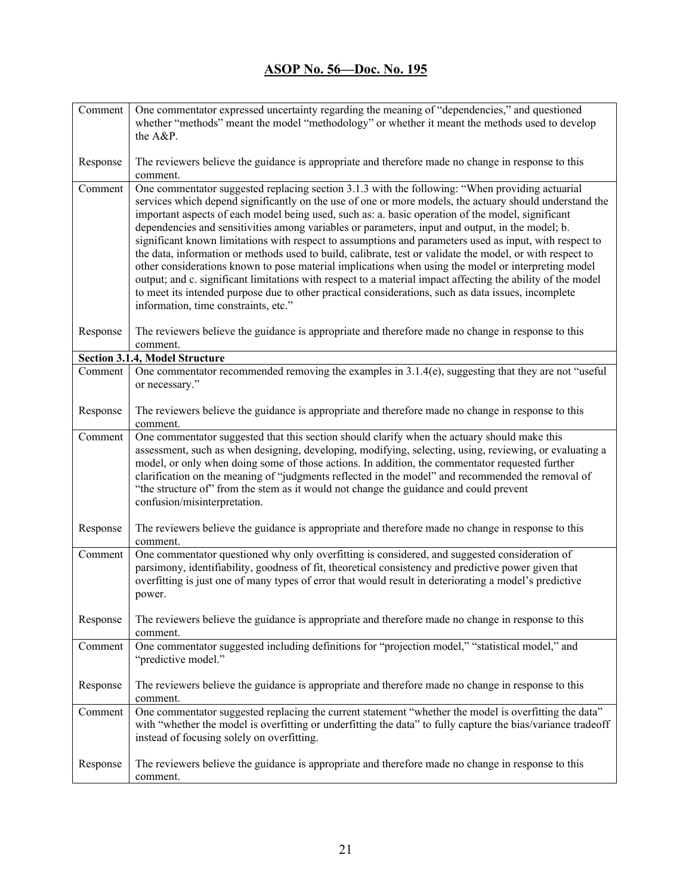| | |
|---|---|
| Comment | One commentator expressed uncertainty regarding the meaning of "dependencies," and questioned whether "methods" meant the model "methodology" or whether it meant the methods used to develop the A&P. |
| Response | The reviewers believe the guidance is appropriate and therefore made no change in response to this comment. |
| Comment | One commentator suggested replacing section 3.1.3 with the following: "When providing actuarial services which depend significantly on the use of one or more models, the actuary should understand the important aspects of each model being used, such as: a. basic operation of the model, significant dependencies and sensitivities among variables or parameters, input and output, in the model; b. significant known limitations with respect to assumptions and parameters used as input, with respect to the data, information or methods used to build, calibrate, test or validate the model, or with respect to other considerations known to pose material implications when using the model or interpreting model output; and c. significant limitations with respect to a material impact affecting the ability of the model to meet its intended purpose due to other practical considerations, such as data issues, incomplete information, time constraints, etc." |
| Response | The reviewers believe the guidance is appropriate and therefore made no change in response to this comment. |
| **Section 3.1.4, Model Structure** | |
| Comment | One commentator recommended removing the examples in 3.1.4(e), suggesting that they are not "useful or necessary." |
| Response | The reviewers believe the guidance is appropriate and therefore made no change in response to this comment. |
| Comment | One commentator suggested that this section should clarify when the actuary should make this assessment, such as when designing, developing, modifying, selecting, using, reviewing, or evaluating a model, or only when doing some of those actions. In addition, the commentator requested further clarification on the meaning of "judgments reflected in the model" and recommended the removal of "the structure of" from the stem as it would not change the guidance and could prevent confusion/misinterpretation. |
| Response | The reviewers believe the guidance is appropriate and therefore made no change in response to this comment. |
| Comment | One commentator questioned why only overfitting is considered, and suggested consideration of parsimony, identifiability, goodness of fit, theoretical consistency and predictive power given that overfitting is just one of many types of error that would result in deteriorating a model's predictive power. |
| Response | The reviewers believe the guidance is appropriate and therefore made no change in response to this comment. |
| Comment | One commentator suggested including definitions for "projection model," "statistical model," and "predictive model." |
| Response | The reviewers believe the guidance is appropriate and therefore made no change in response to this comment. |
| Comment | One commentator suggested replacing the current statement "whether the model is overfitting the data" with "whether the model is overfitting or underfitting the data" to fully capture the bias/variance tradeoff instead of focusing solely on overfitting. |
| Response | The reviewers believe the guidance is appropriate and therefore made no change in response to this comment. |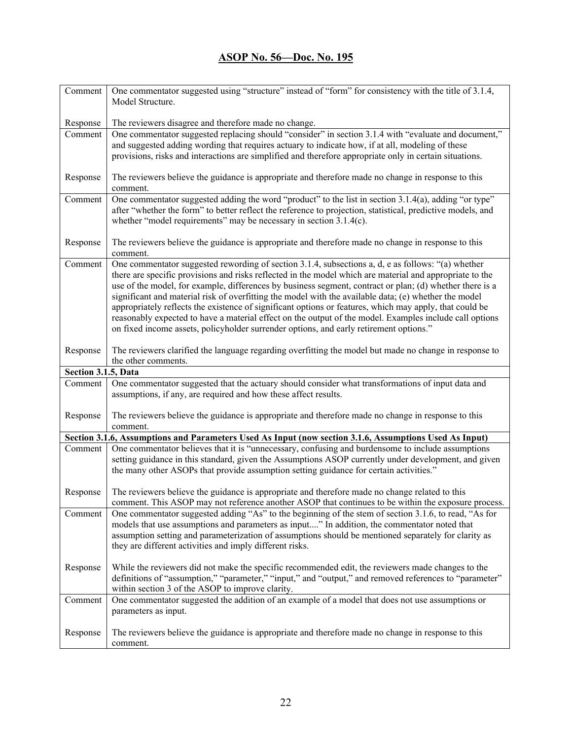## ASOP No. 56—Doc. No. 195

| | |
|---|---|
| Comment | One commentator suggested using "structure" instead of "form" for consistency with the title of 3.1.4, Model Structure. |
| Response | The reviewers disagree and therefore made no change. |
| Comment | One commentator suggested replacing should "consider" in section 3.1.4 with "evaluate and document," and suggested adding wording that requires actuary to indicate how, if at all, modeling of these provisions, risks and interactions are simplified and therefore appropriate only in certain situations. |
| Response | The reviewers believe the guidance is appropriate and therefore made no change in response to this comment. |
| Comment | One commentator suggested adding the word "product" to the list in section 3.1.4(a), adding "or type" after "whether the form" to better reflect the reference to projection, statistical, predictive models, and whether "model requirements" may be necessary in section 3.1.4(c). |
| Response | The reviewers believe the guidance is appropriate and therefore made no change in response to this comment. |
| Comment | One commentator suggested rewording of section 3.1.4, subsections a, d, e as follows: "(a) whether there are specific provisions and risks reflected in the model which are material and appropriate to the use of the model, for example, differences by business segment, contract or plan; (d) whether there is a significant and material risk of overfitting the model with the available data; (e) whether the model appropriately reflects the existence of significant options or features, which may apply, that could be reasonably expected to have a material effect on the output of the model. Examples include call options on fixed income assets, policyholder surrender options, and early retirement options." |
| Response | The reviewers clarified the language regarding overfitting the model but made no change in response to the other comments. |
| **Section 3.1.5, Data** | |
| Comment | One commentator suggested that the actuary should consider what transformations of input data and assumptions, if any, are required and how these affect results. |
| Response | The reviewers believe the guidance is appropriate and therefore made no change in response to this comment. |
| **Section 3.1.6, Assumptions and Parameters Used As Input (now section 3.1.6, Assumptions Used As Input)** | |
| Comment | One commentator believes that it is "unnecessary, confusing and burdensome to include assumptions setting guidance in this standard, given the Assumptions ASOP currently under development, and given the many other ASOPs that provide assumption setting guidance for certain activities." |
| Response | The reviewers believe the guidance is appropriate and therefore made no change related to this comment. This ASOP may not reference another ASOP that continues to be within the exposure process. |
| Comment | One commentator suggested adding "As" to the beginning of the stem of section 3.1.6, to read, "As for models that use assumptions and parameters as input...." In addition, the commentator noted that assumption setting and parameterization of assumptions should be mentioned separately for clarity as they are different activities and imply different risks. |
| Response | While the reviewers did not make the specific recommended edit, the reviewers made changes to the definitions of "assumption," "parameter," "input," and "output," and removed references to "parameter" within section 3 of the ASOP to improve clarity. |
| Comment | One commentator suggested the addition of an example of a model that does not use assumptions or parameters as input. |
| Response | The reviewers believe the guidance is appropriate and therefore made no change in response to this comment. |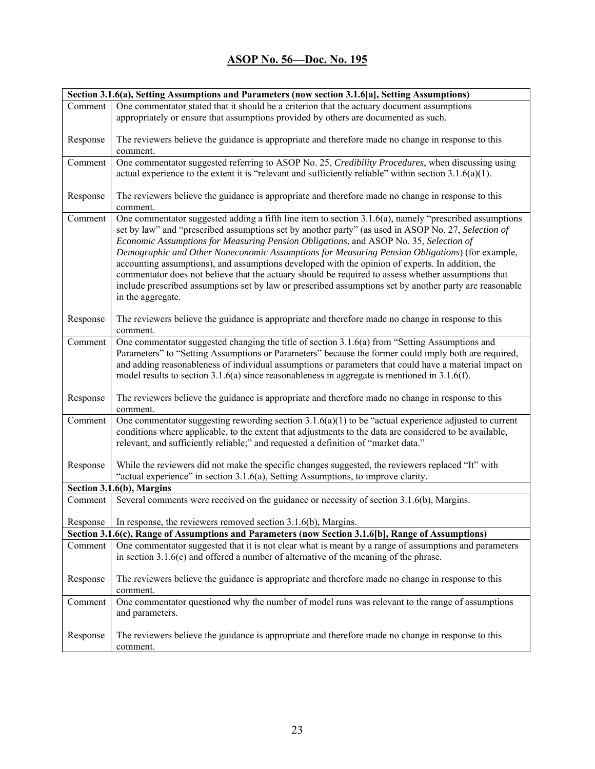## ASOP No. 56—Doc. No. 195

| **Section 3.1.6(a), Setting Assumptions and Parameters (now section 3.1.6[a], Setting Assumptions)** | |
|---|---|
| Comment | One commentator stated that it should be a criterion that the actuary document assumptions appropriately or ensure that assumptions provided by others are documented as such. |
| Response | The reviewers believe the guidance is appropriate and therefore made no change in response to this comment. |
| Comment | One commentator suggested referring to ASOP No. 25, *Credibility Procedures*, when discussing using actual experience to the extent it is "relevant and sufficiently reliable" within section 3.1.6(a)(1). |
| Response | The reviewers believe the guidance is appropriate and therefore made no change in response to this comment. |
| Comment | One commentator suggested adding a fifth line item to section 3.1.6(a), namely "prescribed assumptions set by law" and "prescribed assumptions set by another party" (as used in ASOP No. 27, *Selection of Economic Assumptions for Measuring Pension Obligations*, and ASOP No. 35, *Selection of Demographic and Other Noneconomic Assumptions for Measuring Pension Obligations*) (for example, accounting assumptions), and assumptions developed with the opinion of experts. In addition, the commentator does not believe that the actuary should be required to assess whether assumptions that include prescribed assumptions set by law or prescribed assumptions set by another party are reasonable in the aggregate. |
| Response | The reviewers believe the guidance is appropriate and therefore made no change in response to this comment. |
| Comment | One commentator suggested changing the title of section 3.1.6(a) from "Setting Assumptions and Parameters" to "Setting Assumptions or Parameters" because the former could imply both are required, and adding reasonableness of individual assumptions or parameters that could have a material impact on model results to section 3.1.6(a) since reasonableness in aggregate is mentioned in 3.1.6(f). |
| Response | The reviewers believe the guidance is appropriate and therefore made no change in response to this comment. |
| Comment | One commentator suggesting rewording section 3.1.6(a)(1) to be "actual experience adjusted to current conditions where applicable, to the extent that adjustments to the data are considered to be available, relevant, and sufficiently reliable;" and requested a definition of "market data." |
| Response | While the reviewers did not make the specific changes suggested, the reviewers replaced "It" with "actual experience" in section 3.1.6(a), Setting Assumptions, to improve clarity. |
| **Section 3.1.6(b), Margins** | |
| Comment | Several comments were received on the guidance or necessity of section 3.1.6(b), Margins. |
| Response | In response, the reviewers removed section 3.1.6(b), Margins. |
| **Section 3.1.6(c), Range of Assumptions and Parameters (now Section 3.1.6[b], Range of Assumptions)** | |
| Comment | One commentator suggested that it is not clear what is meant by a range of assumptions and parameters in section 3.1.6(c) and offered a number of alternative of the meaning of the phrase. |
| Response | The reviewers believe the guidance is appropriate and therefore made no change in response to this comment. |
| Comment | One commentator questioned why the number of model runs was relevant to the range of assumptions and parameters. |
| Response | The reviewers believe the guidance is appropriate and therefore made no change in response to this comment. |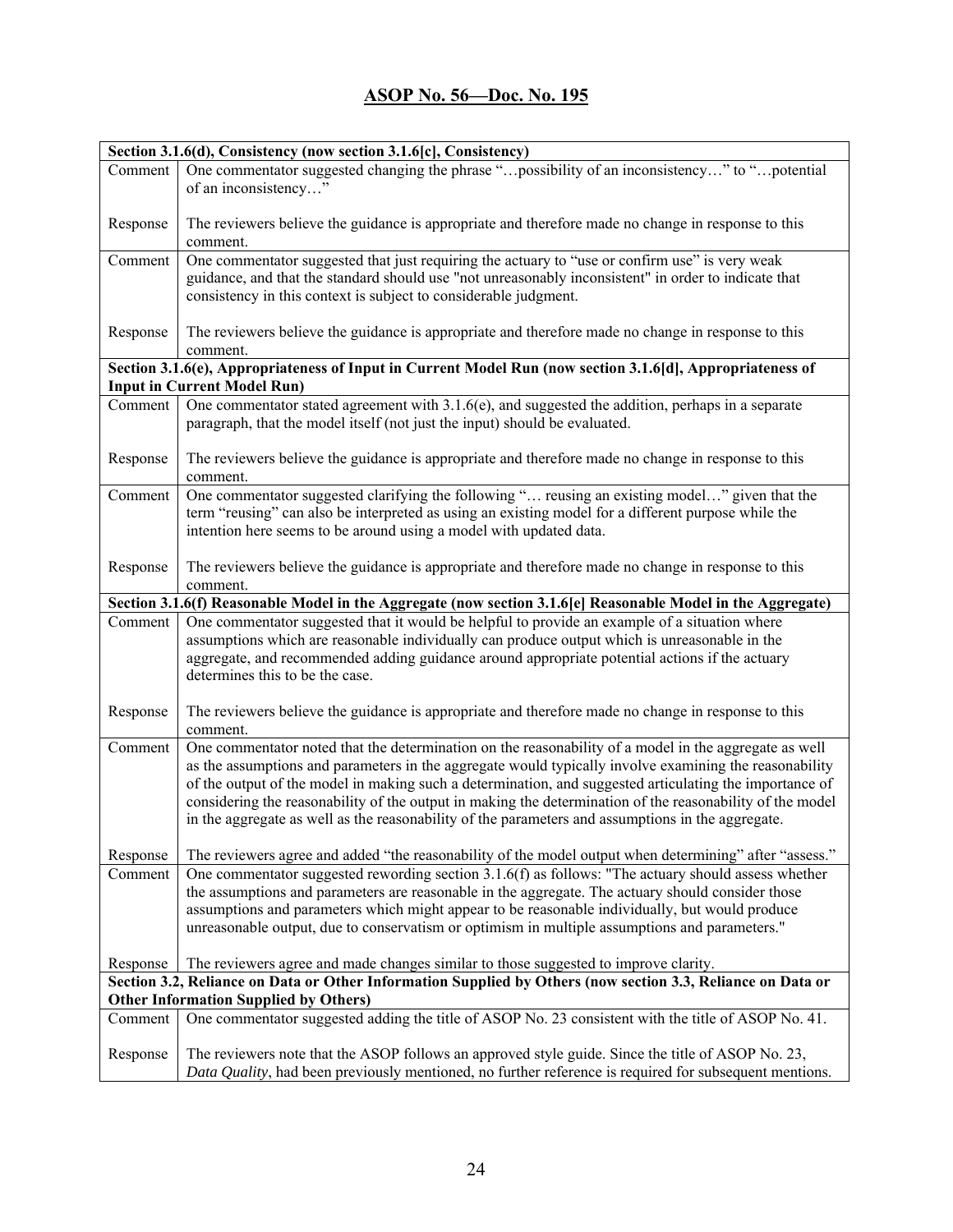## ASOP No. 56—Doc. No. 195

| | |
|---|---|
| **Section 3.1.6(d), Consistency (now section 3.1.6[c], Consistency)** | |
| Comment | One commentator suggested changing the phrase "…possibility of an inconsistency…" to "…potential of an inconsistency…" |
| Response | The reviewers believe the guidance is appropriate and therefore made no change in response to this comment. |
| Comment | One commentator suggested that just requiring the actuary to "use or confirm use" is very weak guidance, and that the standard should use "not unreasonably inconsistent" in order to indicate that consistency in this context is subject to considerable judgment. |
| Response | The reviewers believe the guidance is appropriate and therefore made no change in response to this comment. |
| **Section 3.1.6(e), Appropriateness of Input in Current Model Run (now section 3.1.6[d], Appropriateness of Input in Current Model Run)** | |
| Comment | One commentator stated agreement with 3.1.6(e), and suggested the addition, perhaps in a separate paragraph, that the model itself (not just the input) should be evaluated. |
| Response | The reviewers believe the guidance is appropriate and therefore made no change in response to this comment. |
| Comment | One commentator suggested clarifying the following "… reusing an existing model…" given that the term "reusing" can also be interpreted as using an existing model for a different purpose while the intention here seems to be around using a model with updated data. |
| Response | The reviewers believe the guidance is appropriate and therefore made no change in response to this comment. |
| **Section 3.1.6(f) Reasonable Model in the Aggregate (now section 3.1.6[e] Reasonable Model in the Aggregate)** | |
| Comment | One commentator suggested that it would be helpful to provide an example of a situation where assumptions which are reasonable individually can produce output which is unreasonable in the aggregate, and recommended adding guidance around appropriate potential actions if the actuary determines this to be the case. |
| Response | The reviewers believe the guidance is appropriate and therefore made no change in response to this comment. |
| Comment | One commentator noted that the determination on the reasonability of a model in the aggregate as well as the assumptions and parameters in the aggregate would typically involve examining the reasonability of the output of the model in making such a determination, and suggested articulating the importance of considering the reasonability of the output in making the determination of the reasonability of the model in the aggregate as well as the reasonability of the parameters and assumptions in the aggregate. |
| Response | The reviewers agree and added "the reasonability of the model output when determining" after "assess." |
| Comment | One commentator suggested rewording section 3.1.6(f) as follows: "The actuary should assess whether the assumptions and parameters are reasonable in the aggregate. The actuary should consider those assumptions and parameters which might appear to be reasonable individually, but would produce unreasonable output, due to conservatism or optimism in multiple assumptions and parameters." |
| Response | The reviewers agree and made changes similar to those suggested to improve clarity. |
| **Section 3.2, Reliance on Data or Other Information Supplied by Others (now section 3.3, Reliance on Data or Other Information Supplied by Others)** | |
| Comment | One commentator suggested adding the title of ASOP No. 23 consistent with the title of ASOP No. 41. |
| Response | The reviewers note that the ASOP follows an approved style guide. Since the title of ASOP No. 23, *Data Quality*, had been previously mentioned, no further reference is required for subsequent mentions. |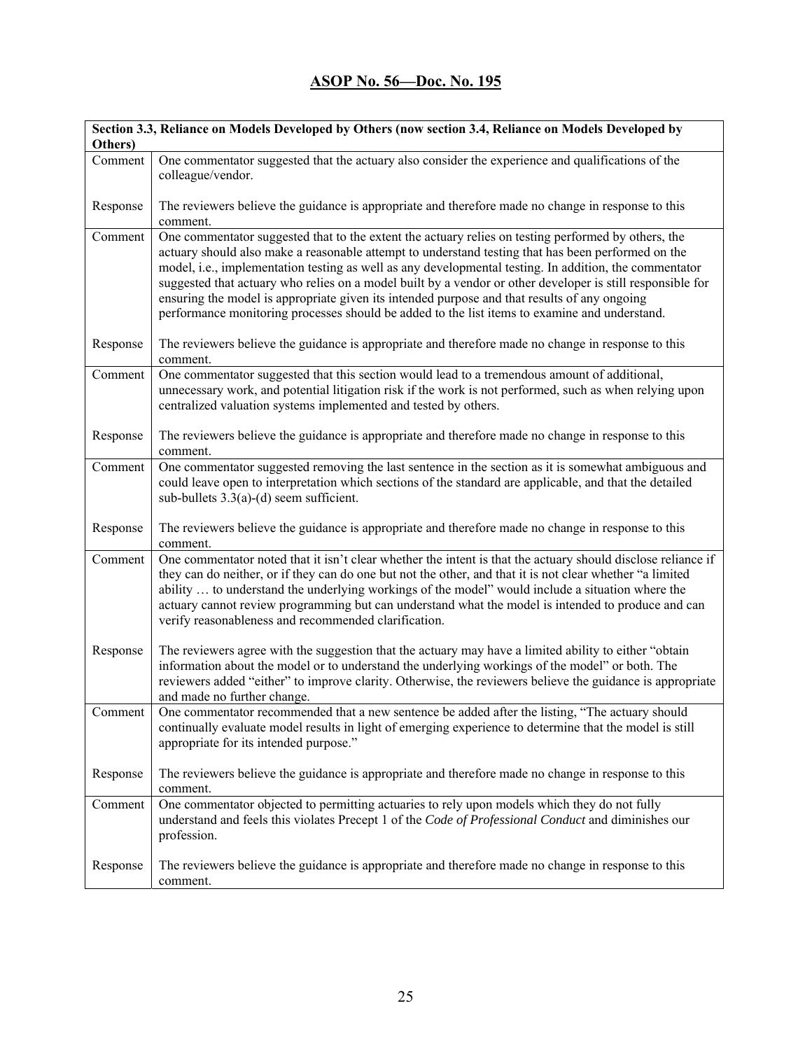## ASOP No. 56—Doc. No. 195

| **Section 3.3, Reliance on Models Developed by Others (now section 3.4, Reliance on Models Developed by Others)** | |
|---|---|
| Comment | One commentator suggested that the actuary also consider the experience and qualifications of the colleague/vendor. |
| Response | The reviewers believe the guidance is appropriate and therefore made no change in response to this comment. |
| Comment | One commentator suggested that to the extent the actuary relies on testing performed by others, the actuary should also make a reasonable attempt to understand testing that has been performed on the model, i.e., implementation testing as well as any developmental testing. In addition, the commentator suggested that actuary who relies on a model built by a vendor or other developer is still responsible for ensuring the model is appropriate given its intended purpose and that results of any ongoing performance monitoring processes should be added to the list items to examine and understand. |
| Response | The reviewers believe the guidance is appropriate and therefore made no change in response to this comment. |
| Comment | One commentator suggested that this section would lead to a tremendous amount of additional, unnecessary work, and potential litigation risk if the work is not performed, such as when relying upon centralized valuation systems implemented and tested by others. |
| Response | The reviewers believe the guidance is appropriate and therefore made no change in response to this comment. |
| Comment | One commentator suggested removing the last sentence in the section as it is somewhat ambiguous and could leave open to interpretation which sections of the standard are applicable, and that the detailed sub-bullets 3.3(a)-(d) seem sufficient. |
| Response | The reviewers believe the guidance is appropriate and therefore made no change in response to this comment. |
| Comment | One commentator noted that it isn't clear whether the intent is that the actuary should disclose reliance if they can do neither, or if they can do one but not the other, and that it is not clear whether "a limited ability … to understand the underlying workings of the model" would include a situation where the actuary cannot review programming but can understand what the model is intended to produce and can verify reasonableness and recommended clarification. |
| Response | The reviewers agree with the suggestion that the actuary may have a limited ability to either "obtain information about the model or to understand the underlying workings of the model" or both. The reviewers added "either" to improve clarity. Otherwise, the reviewers believe the guidance is appropriate and made no further change. |
| Comment | One commentator recommended that a new sentence be added after the listing, "The actuary should continually evaluate model results in light of emerging experience to determine that the model is still appropriate for its intended purpose." |
| Response | The reviewers believe the guidance is appropriate and therefore made no change in response to this comment. |
| Comment | One commentator objected to permitting actuaries to rely upon models which they do not fully understand and feels this violates Precept 1 of the *Code of Professional Conduct* and diminishes our profession. |
| Response | The reviewers believe the guidance is appropriate and therefore made no change in response to this comment. |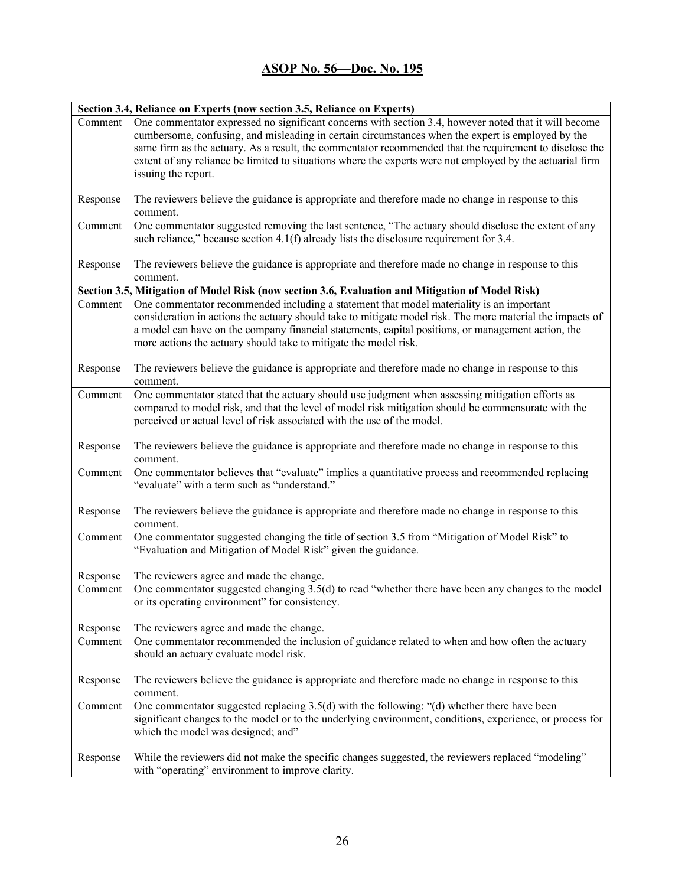## ASOP No. 56—Doc. No. 195

| **Section 3.4, Reliance on Experts (now section 3.5, Reliance on Experts)** | |
|---|---|
| Comment | One commentator expressed no significant concerns with section 3.4, however noted that it will become cumbersome, confusing, and misleading in certain circumstances when the expert is employed by the same firm as the actuary. As a result, the commentator recommended that the requirement to disclose the extent of any reliance be limited to situations where the experts were not employed by the actuarial firm issuing the report. |
| Response | The reviewers believe the guidance is appropriate and therefore made no change in response to this comment. |
| Comment | One commentator suggested removing the last sentence, "The actuary should disclose the extent of any such reliance," because section 4.1(f) already lists the disclosure requirement for 3.4. |
| Response | The reviewers believe the guidance is appropriate and therefore made no change in response to this comment. |
| **Section 3.5, Mitigation of Model Risk (now section 3.6, Evaluation and Mitigation of Model Risk)** | |
| Comment | One commentator recommended including a statement that model materiality is an important consideration in actions the actuary should take to mitigate model risk. The more material the impacts of a model can have on the company financial statements, capital positions, or management action, the more actions the actuary should take to mitigate the model risk. |
| Response | The reviewers believe the guidance is appropriate and therefore made no change in response to this comment. |
| Comment | One commentator stated that the actuary should use judgment when assessing mitigation efforts as compared to model risk, and that the level of model risk mitigation should be commensurate with the perceived or actual level of risk associated with the use of the model. |
| Response | The reviewers believe the guidance is appropriate and therefore made no change in response to this comment. |
| Comment | One commentator believes that "evaluate" implies a quantitative process and recommended replacing "evaluate" with a term such as "understand." |
| Response | The reviewers believe the guidance is appropriate and therefore made no change in response to this comment. |
| Comment | One commentator suggested changing the title of section 3.5 from "Mitigation of Model Risk" to "Evaluation and Mitigation of Model Risk" given the guidance. |
| Response | The reviewers agree and made the change. |
| Comment | One commentator suggested changing 3.5(d) to read "whether there have been any changes to the model or its operating environment" for consistency. |
| Response | The reviewers agree and made the change. |
| Comment | One commentator recommended the inclusion of guidance related to when and how often the actuary should an actuary evaluate model risk. |
| Response | The reviewers believe the guidance is appropriate and therefore made no change in response to this comment. |
| Comment | One commentator suggested replacing 3.5(d) with the following: "(d) whether there have been significant changes to the model or to the underlying environment, conditions, experience, or process for which the model was designed; and" |
| Response | While the reviewers did not make the specific changes suggested, the reviewers replaced "modeling" with "operating" environment to improve clarity. |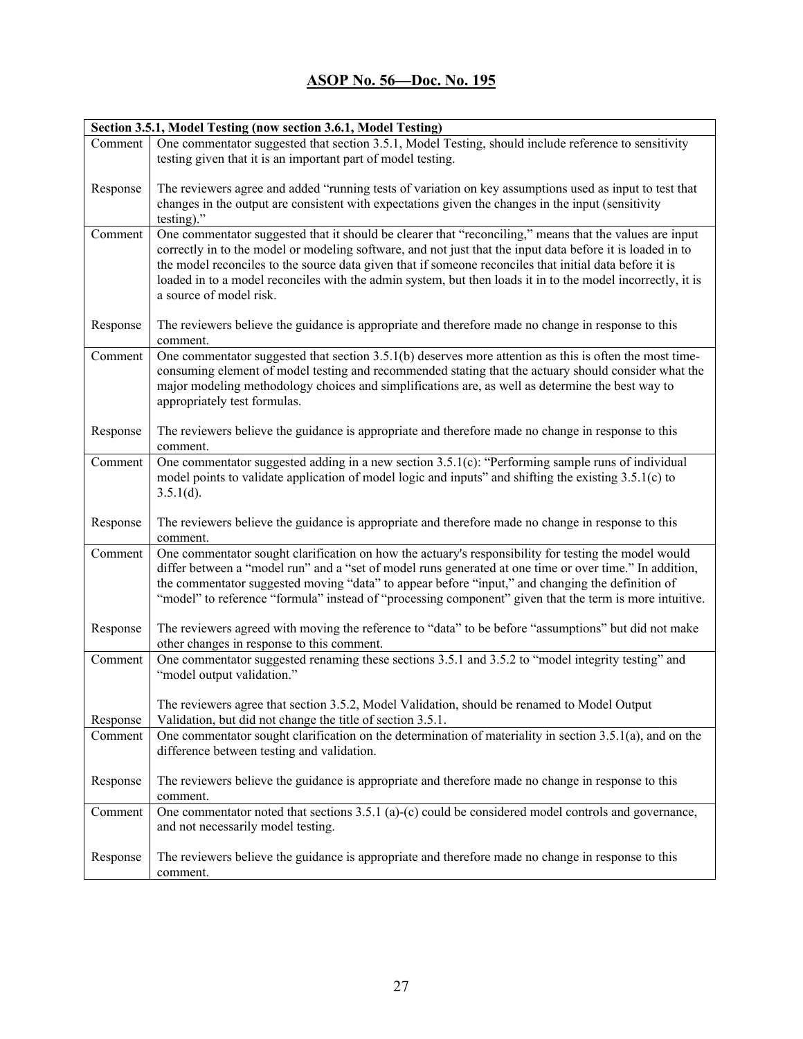## ASOP No. 56—Doc. No. 195

| Section 3.5.1, Model Testing (now section 3.6.1, Model Testing) | |
|---|---|
| Comment | One commentator suggested that section 3.5.1, Model Testing, should include reference to sensitivity testing given that it is an important part of model testing. |
| Response | The reviewers agree and added "running tests of variation on key assumptions used as input to test that changes in the output are consistent with expectations given the changes in the input (sensitivity testing)." |
| Comment | One commentator suggested that it should be clearer that "reconciling," means that the values are input correctly in to the model or modeling software, and not just that the input data before it is loaded in to the model reconciles to the source data given that if someone reconciles that initial data before it is loaded in to a model reconciles with the admin system, but then loads it in to the model incorrectly, it is a source of model risk. |
| Response | The reviewers believe the guidance is appropriate and therefore made no change in response to this comment. |
| Comment | One commentator suggested that section 3.5.1(b) deserves more attention as this is often the most time-consuming element of model testing and recommended stating that the actuary should consider what the major modeling methodology choices and simplifications are, as well as determine the best way to appropriately test formulas. |
| Response | The reviewers believe the guidance is appropriate and therefore made no change in response to this comment. |
| Comment | One commentator suggested adding in a new section 3.5.1(c): "Performing sample runs of individual model points to validate application of model logic and inputs" and shifting the existing 3.5.1(c) to 3.5.1(d). |
| Response | The reviewers believe the guidance is appropriate and therefore made no change in response to this comment. |
| Comment | One commentator sought clarification on how the actuary's responsibility for testing the model would differ between a "model run" and a "set of model runs generated at one time or over time." In addition, the commentator suggested moving "data" to appear before "input," and changing the definition of "model" to reference "formula" instead of "processing component" given that the term is more intuitive. |
| Response | The reviewers agreed with moving the reference to "data" to be before "assumptions" but did not make other changes in response to this comment. |
| Comment | One commentator suggested renaming these sections 3.5.1 and 3.5.2 to "model integrity testing" and "model output validation." |
| Response | The reviewers agree that section 3.5.2, Model Validation, should be renamed to Model Output Validation, but did not change the title of section 3.5.1. |
| Comment | One commentator sought clarification on the determination of materiality in section 3.5.1(a), and on the difference between testing and validation. |
| Response | The reviewers believe the guidance is appropriate and therefore made no change in response to this comment. |
| Comment | One commentator noted that sections 3.5.1 (a)-(c) could be considered model controls and governance, and not necessarily model testing. |
| Response | The reviewers believe the guidance is appropriate and therefore made no change in response to this comment. |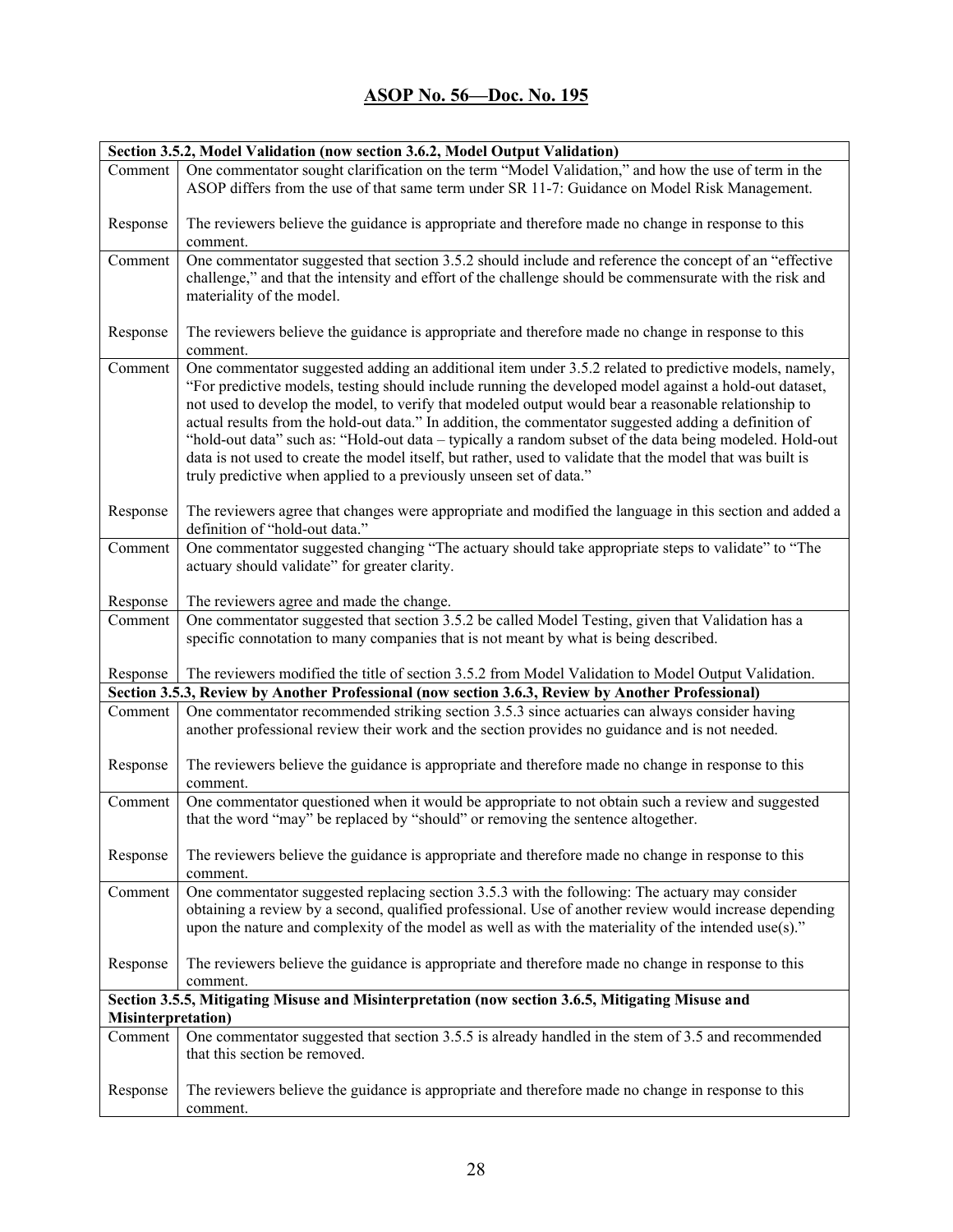## ASOP No. 56—Doc. No. 195

| **Section 3.5.2, Model Validation (now section 3.6.2, Model Output Validation)** | |
|---|---|
| Comment | One commentator sought clarification on the term "Model Validation," and how the use of term in the ASOP differs from the use of that same term under SR 11-7: Guidance on Model Risk Management. |
| Response | The reviewers believe the guidance is appropriate and therefore made no change in response to this comment. |
| Comment | One commentator suggested that section 3.5.2 should include and reference the concept of an "effective challenge," and that the intensity and effort of the challenge should be commensurate with the risk and materiality of the model. |
| Response | The reviewers believe the guidance is appropriate and therefore made no change in response to this comment. |
| Comment | One commentator suggested adding an additional item under 3.5.2 related to predictive models, namely, "For predictive models, testing should include running the developed model against a hold-out dataset, not used to develop the model, to verify that modeled output would bear a reasonable relationship to actual results from the hold-out data." In addition, the commentator suggested adding a definition of "hold-out data" such as: "Hold-out data – typically a random subset of the data being modeled. Hold-out data is not used to create the model itself, but rather, used to validate that the model that was built is truly predictive when applied to a previously unseen set of data." |
| Response | The reviewers agree that changes were appropriate and modified the language in this section and added a definition of "hold-out data." |
| Comment | One commentator suggested changing "The actuary should take appropriate steps to validate" to "The actuary should validate" for greater clarity. |
| Response | The reviewers agree and made the change. |
| Comment | One commentator suggested that section 3.5.2 be called Model Testing, given that Validation has a specific connotation to many companies that is not meant by what is being described. |
| Response | The reviewers modified the title of section 3.5.2 from Model Validation to Model Output Validation. |
| **Section 3.5.3, Review by Another Professional (now section 3.6.3, Review by Another Professional)** | |
| Comment | One commentator recommended striking section 3.5.3 since actuaries can always consider having another professional review their work and the section provides no guidance and is not needed. |
| Response | The reviewers believe the guidance is appropriate and therefore made no change in response to this comment. |
| Comment | One commentator questioned when it would be appropriate to not obtain such a review and suggested that the word "may" be replaced by "should" or removing the sentence altogether. |
| Response | The reviewers believe the guidance is appropriate and therefore made no change in response to this comment. |
| Comment | One commentator suggested replacing section 3.5.3 with the following: The actuary may consider obtaining a review by a second, qualified professional. Use of another review would increase depending upon the nature and complexity of the model as well as with the materiality of the intended use(s)." |
| Response | The reviewers believe the guidance is appropriate and therefore made no change in response to this comment. |
| **Section 3.5.5, Mitigating Misuse and Misinterpretation (now section 3.6.5, Mitigating Misuse and Misinterpretation)** | |
| Comment | One commentator suggested that section 3.5.5 is already handled in the stem of 3.5 and recommended that this section be removed. |
| Response | The reviewers believe the guidance is appropriate and therefore made no change in response to this comment. |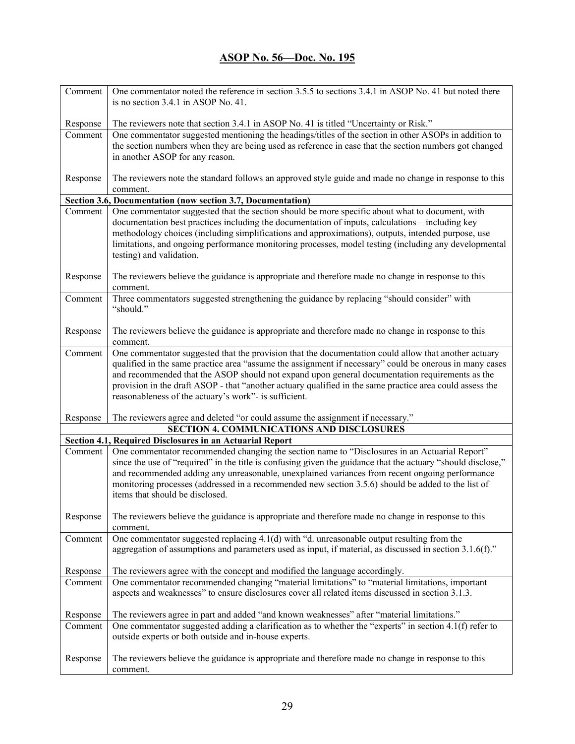## ASOP No. 56—Doc. No. 195

| | |
|---|---|
| Comment | One commentator noted the reference in section 3.5.5 to sections 3.4.1 in ASOP No. 41 but noted there is no section 3.4.1 in ASOP No. 41. |
| Response | The reviewers note that section 3.4.1 in ASOP No. 41 is titled “Uncertainty or Risk.” |
| Comment | One commentator suggested mentioning the headings/titles of the section in other ASOPs in addition to the section numbers when they are being used as reference in case that the section numbers got changed in another ASOP for any reason. |
| Response | The reviewers note the standard follows an approved style guide and made no change in response to this comment. |
| **Section 3.6, Documentation (now section 3.7, Documentation)** | |
| Comment | One commentator suggested that the section should be more specific about what to document, with documentation best practices including the documentation of inputs, calculations – including key methodology choices (including simplifications and approximations), outputs, intended purpose, use limitations, and ongoing performance monitoring processes, model testing (including any developmental testing) and validation. |
| Response | The reviewers believe the guidance is appropriate and therefore made no change in response to this comment. |
| Comment | Three commentators suggested strengthening the guidance by replacing “should consider” with “should.” |
| Response | The reviewers believe the guidance is appropriate and therefore made no change in response to this comment. |
| Comment | One commentator suggested that the provision that the documentation could allow that another actuary qualified in the same practice area “assume the assignment if necessary” could be onerous in many cases and recommended that the ASOP should not expand upon general documentation requirements as the provision in the draft ASOP - that “another actuary qualified in the same practice area could assess the reasonableness of the actuary’s work”- is sufficient. |
| Response | The reviewers agree and deleted “or could assume the assignment if necessary.” |
| **SECTION 4. COMMUNICATIONS AND DISCLOSURES** | |
| **Section 4.1, Required Disclosures in an Actuarial Report** | |
| Comment | One commentator recommended changing the section name to “Disclosures in an Actuarial Report” since the use of “required” in the title is confusing given the guidance that the actuary “should disclose,” and recommended adding any unreasonable, unexplained variances from recent ongoing performance monitoring processes (addressed in a recommended new section 3.5.6) should be added to the list of items that should be disclosed. |
| Response | The reviewers believe the guidance is appropriate and therefore made no change in response to this comment. |
| Comment | One commentator suggested replacing 4.1(d) with “d. unreasonable output resulting from the aggregation of assumptions and parameters used as input, if material, as discussed in section 3.1.6(f).” |
| Response | The reviewers agree with the concept and modified the language accordingly. |
| Comment | One commentator recommended changing “material limitations” to “material limitations, important aspects and weaknesses” to ensure disclosures cover all related items discussed in section 3.1.3. |
| Response | The reviewers agree in part and added “and known weaknesses” after “material limitations.” |
| Comment | One commentator suggested adding a clarification as to whether the “experts” in section 4.1(f) refer to outside experts or both outside and in-house experts. |
| Response | The reviewers believe the guidance is appropriate and therefore made no change in response to this comment. |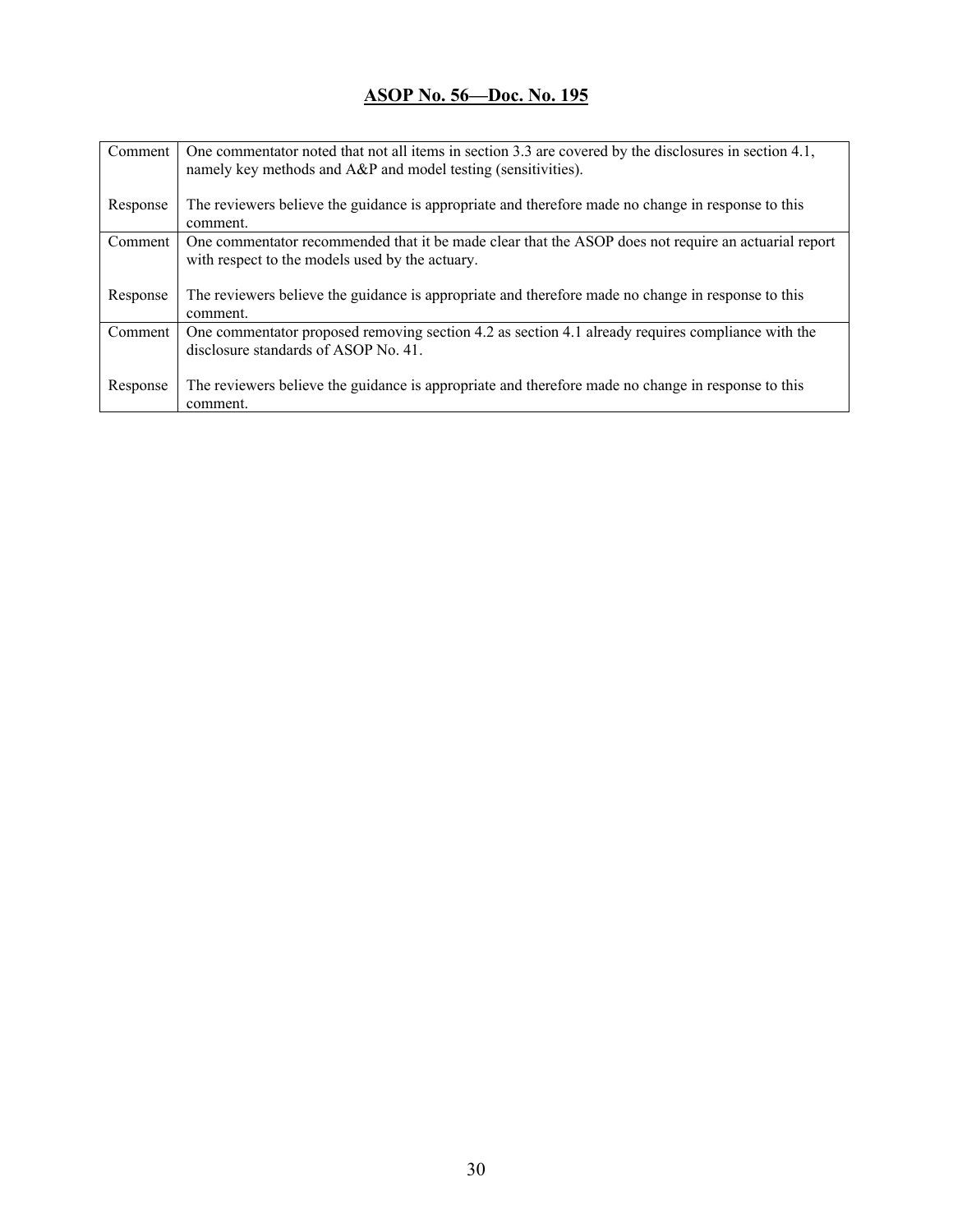**ASOP No. 56—Doc. No. 195**

| | |
|---|---|
| Comment | One commentator noted that not all items in section 3.3 are covered by the disclosures in section 4.1, namely key methods and A&P and model testing (sensitivities). |
| Response | The reviewers believe the guidance is appropriate and therefore made no change in response to this comment. |
| Comment | One commentator recommended that it be made clear that the ASOP does not require an actuarial report with respect to the models used by the actuary. |
| Response | The reviewers believe the guidance is appropriate and therefore made no change in response to this comment. |
| Comment | One commentator proposed removing section 4.2 as section 4.1 already requires compliance with the disclosure standards of ASOP No. 41. |
| Response | The reviewers believe the guidance is appropriate and therefore made no change in response to this comment. |